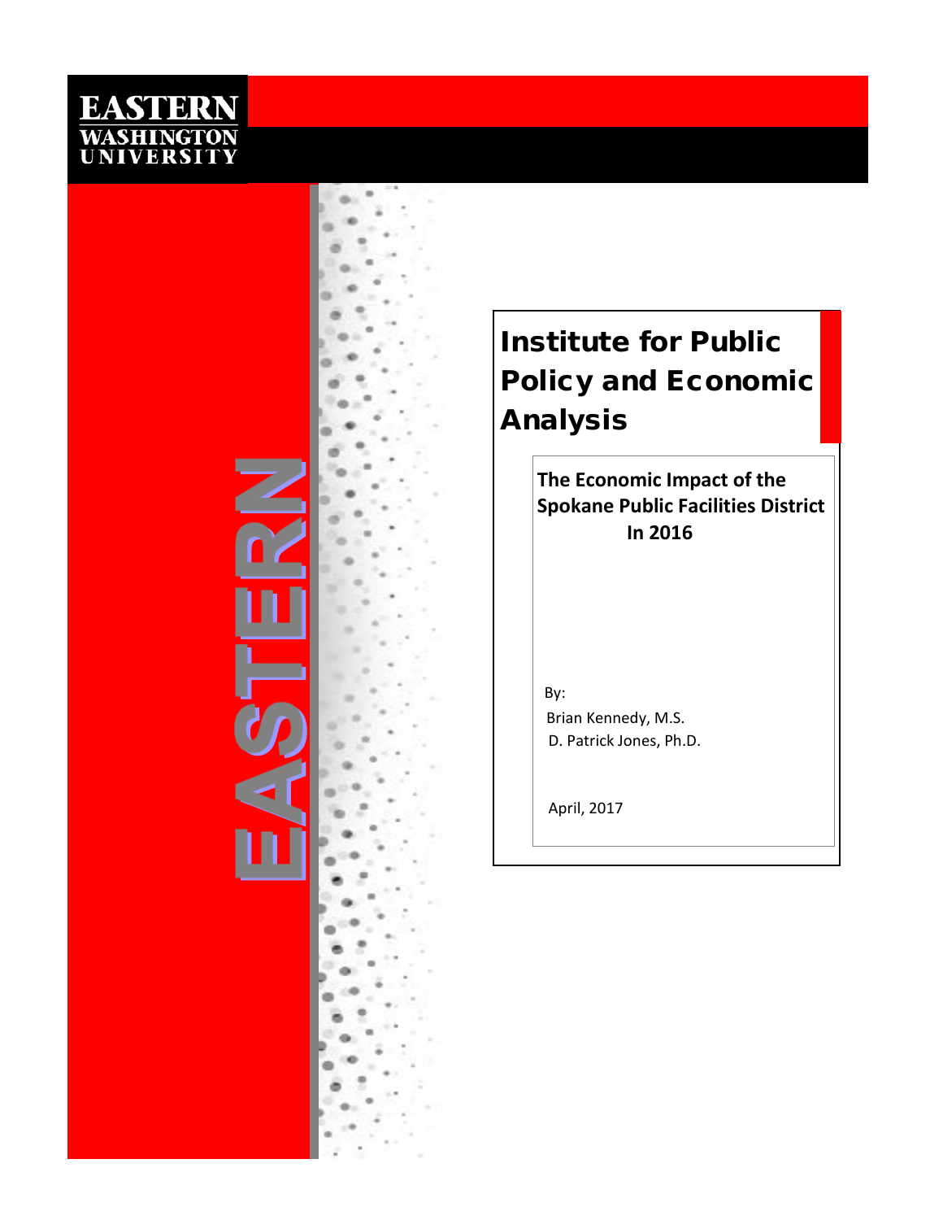EASTERN
WASHINGTON
UNIVERSITY

EASTERN

# Institute for Public Policy and Economic Analysis

## The Economic Impact of the Spokane Public Facilities District In 2016

By:

Brian Kennedy, M.S.

D. Patrick Jones, Ph.D.

April, 2017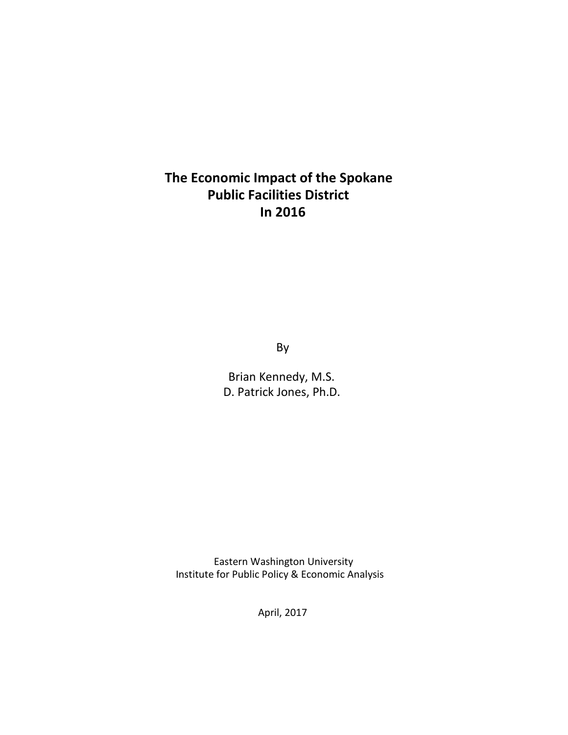# The Economic Impact of the Spokane Public Facilities District In 2016

By

Brian Kennedy, M.S.
D. Patrick Jones, Ph.D.

Eastern Washington University
Institute for Public Policy & Economic Analysis

April, 2017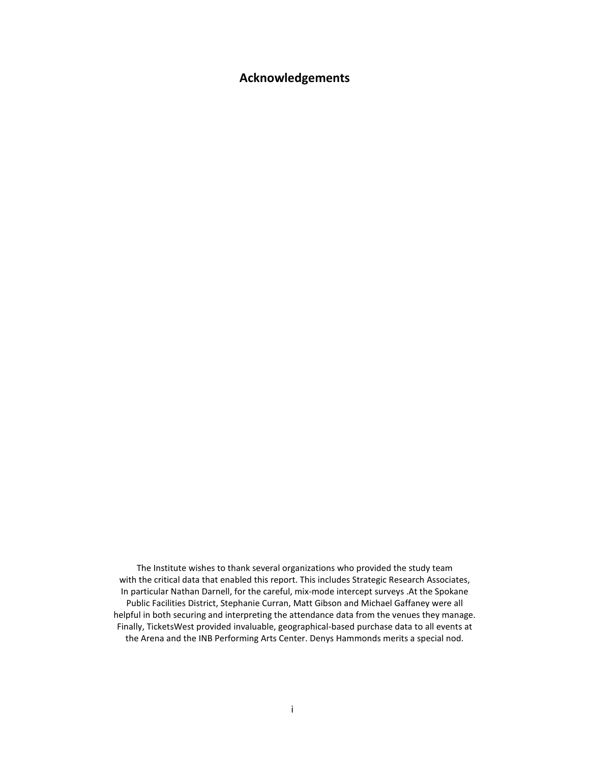# Acknowledgements

The Institute wishes to thank several organizations who provided the study team with the critical data that enabled this report. This includes Strategic Research Associates, In particular Nathan Darnell, for the careful, mix-mode intercept surveys .At the Spokane Public Facilities District, Stephanie Curran, Matt Gibson and Michael Gaffaney were all helpful in both securing and interpreting the attendance data from the venues they manage. Finally, TicketsWest provided invaluable, geographical-based purchase data to all events at the Arena and the INB Performing Arts Center. Denys Hammonds merits a special nod.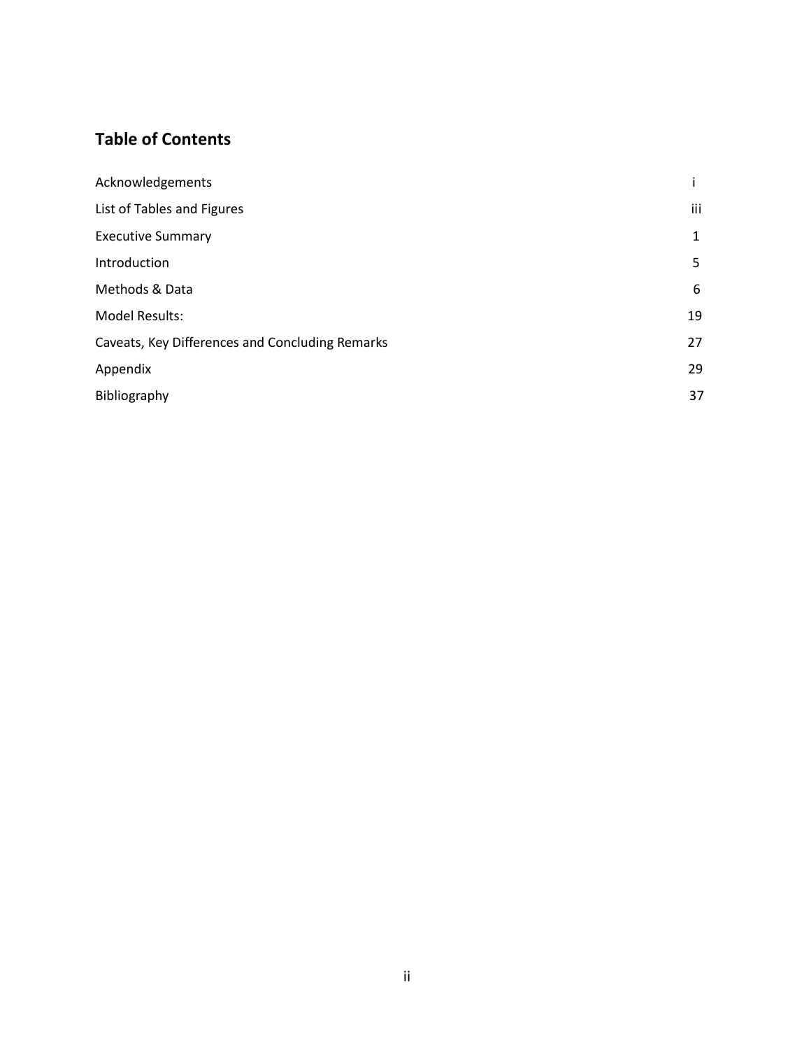## Table of Contents

| | |
|---|---|
| Acknowledgements | i |
| List of Tables and Figures | iii |
| Executive Summary | 1 |
| Introduction | 5 |
| Methods & Data | 6 |
| Model Results: | 19 |
| Caveats, Key Differences and Concluding Remarks | 27 |
| Appendix | 29 |
| Bibliography | 37 |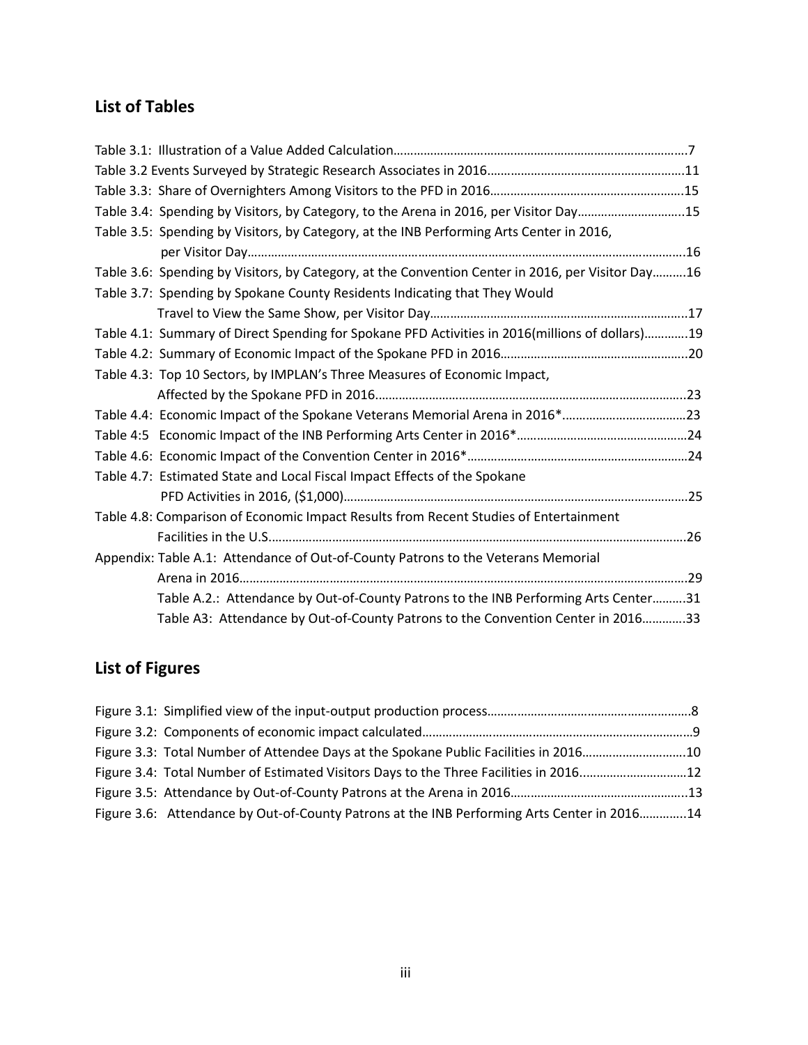## List of Tables

Table 3.1: Illustration of a Value Added Calculation……………………………………………………………………………7
Table 3.2 Events Surveyed by Strategic Research Associates in 2016…………………………………………………11
Table 3.3: Share of Overnighters Among Visitors to the PFD in 2016…………………………………………………15
Table 3.4: Spending by Visitors, by Category, to the Arena in 2016, per Visitor Day…………………………..15
Table 3.5: Spending by Visitors, by Category, at the INB Performing Arts Center in 2016, per Visitor Day……………………………………………………………………………………………………………………..16
Table 3.6: Spending by Visitors, by Category, at the Convention Center in 2016, per Visitor Day……….16
Table 3.7: Spending by Spokane County Residents Indicating that They Would Travel to View the Same Show, per Visitor Day………………………………………………………………..17
Table 4.1: Summary of Direct Spending for Spokane PFD Activities in 2016(millions of dollars)………….19
Table 4.2: Summary of Economic Impact of the Spokane PFD in 2016…………………………………………….20
Table 4.3: Top 10 Sectors, by IMPLAN's Three Measures of Economic Impact, Affected by the Spokane PFD in 2016……………………………………………………………………………..23
Table 4.4: Economic Impact of the Spokane Veterans Memorial Arena in 2016*……………………………….23
Table 4:5 Economic Impact of the INB Performing Arts Center in 2016*……………………………………………24
Table 4.6: Economic Impact of the Convention Center in 2016*………………………………………………………24
Table 4.7: Estimated State and Local Fiscal Impact Effects of the Spokane PFD Activities in 2016, ($1,000)……………………………………………………………………………………25
Table 4.8: Comparison of Economic Impact Results from Recent Studies of Entertainment Facilities in the U.S.………………………………………………………………………………………………26
Appendix: Table A.1: Attendance of Out-of-County Patrons to the Veterans Memorial Arena in 2016……………………………………………………………………………………………………………29
Table A.2.: Attendance by Out-of-County Patrons to the INB Performing Arts Center……….31
Table A3: Attendance by Out-of-County Patrons to the Convention Center in 2016………….33

## List of Figures

Figure 3.1: Simplified view of the input-output production process……………………………………………………8
Figure 3.2: Components of economic impact calculated…………………………………………………………………9
Figure 3.3: Total Number of Attendee Days at the Spokane Public Facilities in 2016…………………………10
Figure 3.4: Total Number of Estimated Visitors Days to the Three Facilities in 2016…………………………12
Figure 3.5: Attendance by Out-of-County Patrons at the Arena in 2016……………………………………………..13
Figure 3.6: Attendance by Out-of-County Patrons at the INB Performing Arts Center in 2016…………..14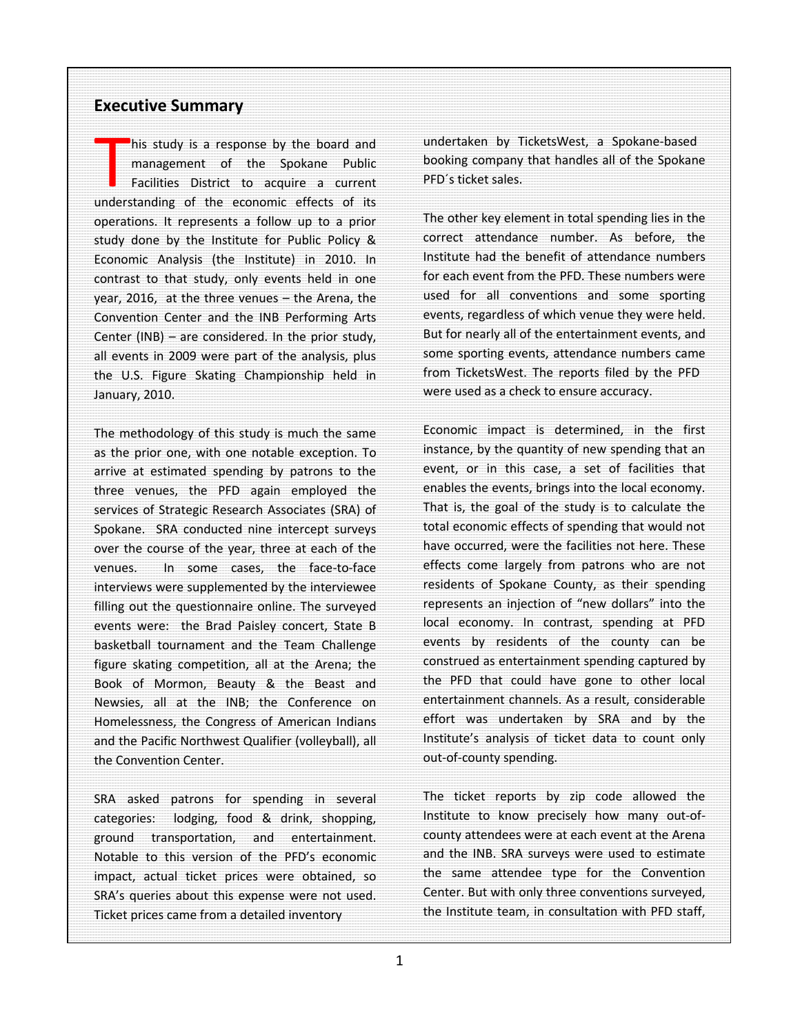## Executive Summary

This study is a response by the board and management of the Spokane Public Facilities District to acquire a current understanding of the economic effects of its operations. It represents a follow up to a prior study done by the Institute for Public Policy & Economic Analysis (the Institute) in 2010. In contrast to that study, only events held in one year, 2016, at the three venues – the Arena, the Convention Center and the INB Performing Arts Center (INB) – are considered. In the prior study, all events in 2009 were part of the analysis, plus the U.S. Figure Skating Championship held in January, 2010.

The methodology of this study is much the same as the prior one, with one notable exception. To arrive at estimated spending by patrons to the three venues, the PFD again employed the services of Strategic Research Associates (SRA) of Spokane. SRA conducted nine intercept surveys over the course of the year, three at each of the venues. In some cases, the face-to-face interviews were supplemented by the interviewee filling out the questionnaire online. The surveyed events were: the Brad Paisley concert, State B basketball tournament and the Team Challenge figure skating competition, all at the Arena; the Book of Mormon, Beauty & the Beast and Newsies, all at the INB; the Conference on Homelessness, the Congress of American Indians and the Pacific Northwest Qualifier (volleyball), all the Convention Center.

SRA asked patrons for spending in several categories: lodging, food & drink, shopping, ground transportation, and entertainment. Notable to this version of the PFD's economic impact, actual ticket prices were obtained, so SRA's queries about this expense were not used. Ticket prices came from a detailed inventory undertaken by TicketsWest, a Spokane-based booking company that handles all of the Spokane PFD´s ticket sales.

The other key element in total spending lies in the correct attendance number. As before, the Institute had the benefit of attendance numbers for each event from the PFD. These numbers were used for all conventions and some sporting events, regardless of which venue they were held. But for nearly all of the entertainment events, and some sporting events, attendance numbers came from TicketsWest. The reports filed by the PFD were used as a check to ensure accuracy.

Economic impact is determined, in the first instance, by the quantity of new spending that an event, or in this case, a set of facilities that enables the events, brings into the local economy. That is, the goal of the study is to calculate the total economic effects of spending that would not have occurred, were the facilities not here. These effects come largely from patrons who are not residents of Spokane County, as their spending represents an injection of "new dollars" into the local economy. In contrast, spending at PFD events by residents of the county can be construed as entertainment spending captured by the PFD that could have gone to other local entertainment channels. As a result, considerable effort was undertaken by SRA and by the Institute's analysis of ticket data to count only out-of-county spending.

The ticket reports by zip code allowed the Institute to know precisely how many out-of-county attendees were at each event at the Arena and the INB. SRA surveys were used to estimate the same attendee type for the Convention Center. But with only three conventions surveyed, the Institute team, in consultation with PFD staff,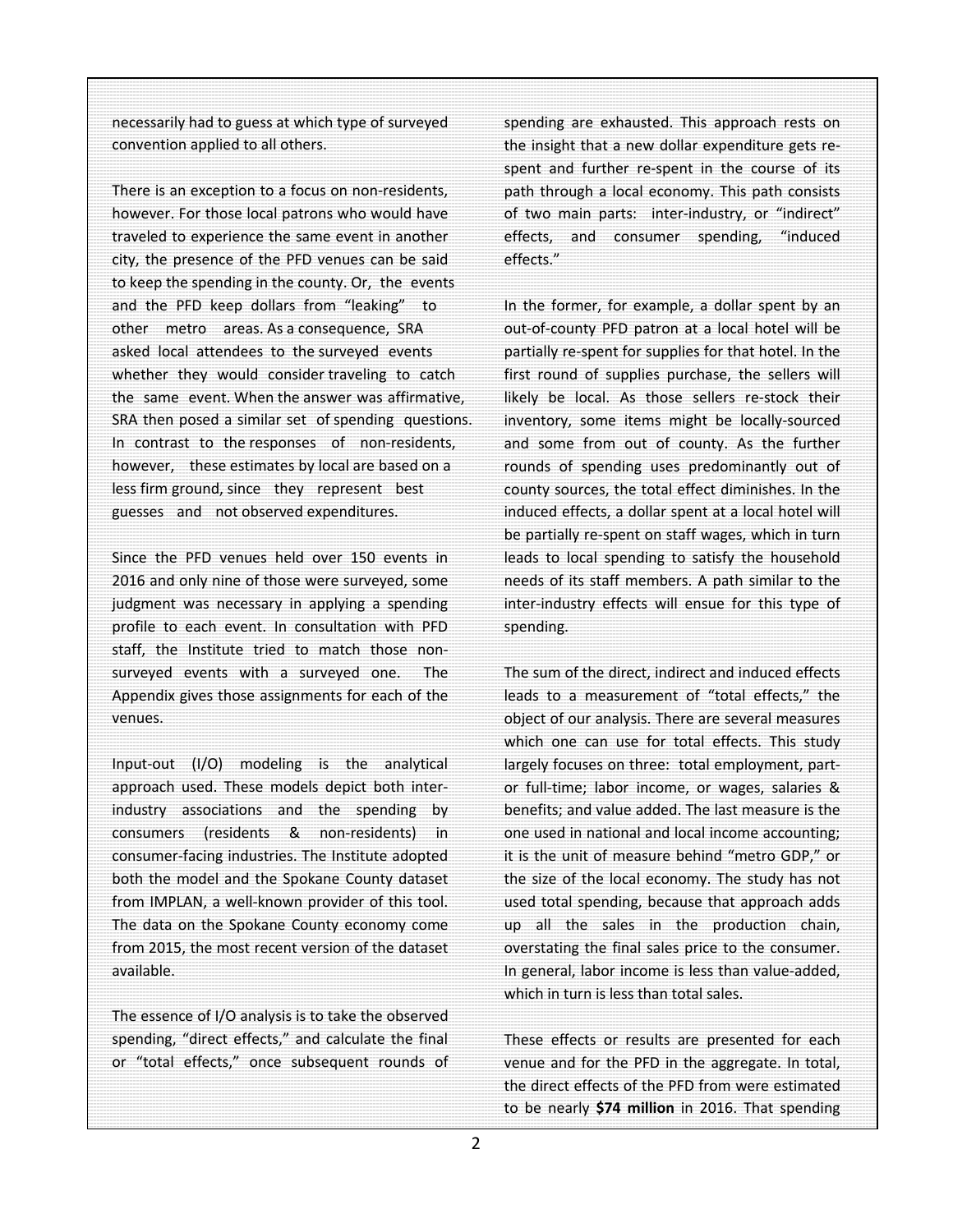necessarily had to guess at which type of surveyed convention applied to all others.

There is an exception to a focus on non-residents, however. For those local patrons who would have traveled to experience the same event in another city, the presence of the PFD venues can be said to keep the spending in the county. Or, the events and the PFD keep dollars from "leaking" to other metro areas. As a consequence, SRA asked local attendees to the surveyed events whether they would consider traveling to catch the same event. When the answer was affirmative, SRA then posed a similar set of spending questions. In contrast to the responses of non-residents, however, these estimates by local are based on a less firm ground, since they represent best guesses and not observed expenditures.

Since the PFD venues held over 150 events in 2016 and only nine of those were surveyed, some judgment was necessary in applying a spending profile to each event. In consultation with PFD staff, the Institute tried to match those non-surveyed events with a surveyed one. The Appendix gives those assignments for each of the venues.

Input-out (I/O) modeling is the analytical approach used. These models depict both inter-industry associations and the spending by consumers (residents & non-residents) in consumer-facing industries. The Institute adopted both the model and the Spokane County dataset from IMPLAN, a well-known provider of this tool. The data on the Spokane County economy come from 2015, the most recent version of the dataset available.

The essence of I/O analysis is to take the observed spending, "direct effects," and calculate the final or "total effects," once subsequent rounds of spending are exhausted. This approach rests on the insight that a new dollar expenditure gets re-spent and further re-spent in the course of its path through a local economy. This path consists of two main parts: inter-industry, or "indirect" effects, and consumer spending, "induced effects."

In the former, for example, a dollar spent by an out-of-county PFD patron at a local hotel will be partially re-spent for supplies for that hotel. In the first round of supplies purchase, the sellers will likely be local. As those sellers re-stock their inventory, some items might be locally-sourced and some from out of county. As the further rounds of spending uses predominantly out of county sources, the total effect diminishes. In the induced effects, a dollar spent at a local hotel will be partially re-spent on staff wages, which in turn leads to local spending to satisfy the household needs of its staff members. A path similar to the inter-industry effects will ensue for this type of spending.

The sum of the direct, indirect and induced effects leads to a measurement of "total effects," the object of our analysis. There are several measures which one can use for total effects. This study largely focuses on three: total employment, part- or full-time; labor income, or wages, salaries & benefits; and value added. The last measure is the one used in national and local income accounting; it is the unit of measure behind "metro GDP," or the size of the local economy. The study has not used total spending, because that approach adds up all the sales in the production chain, overstating the final sales price to the consumer. In general, labor income is less than value-added, which in turn is less than total sales.

These effects or results are presented for each venue and for the PFD in the aggregate. In total, the direct effects of the PFD from were estimated to be nearly **$74 million** in 2016. That spending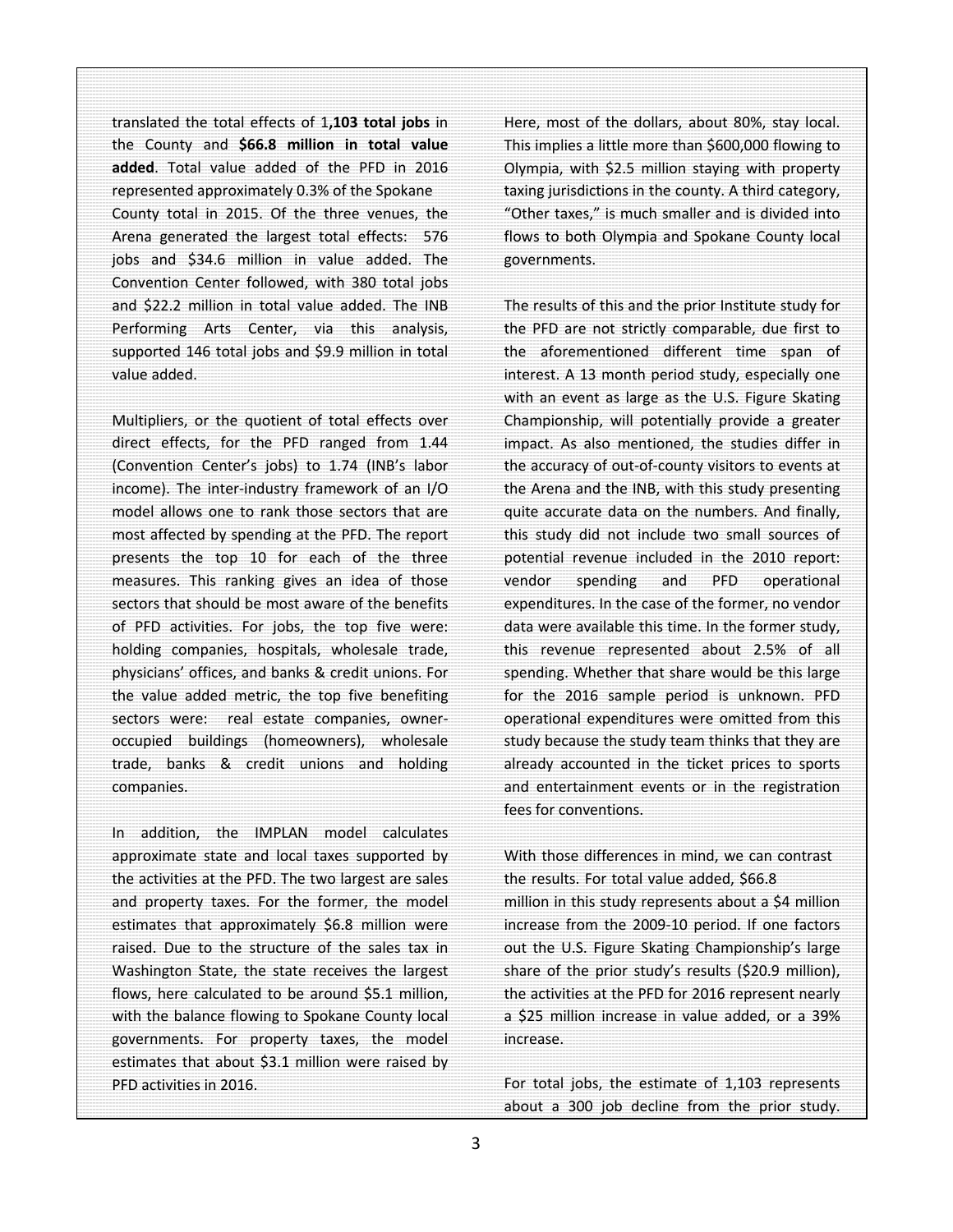translated the total effects of 1**,103 total jobs** in the County and **$66.8 million in total value added**. Total value added of the PFD in 2016 represented approximately 0.3% of the Spokane County total in 2015. Of the three venues, the Arena generated the largest total effects: 576 jobs and $34.6 million in value added. The Convention Center followed, with 380 total jobs and $22.2 million in total value added. The INB Performing Arts Center, via this analysis, supported 146 total jobs and $9.9 million in total value added.

Multipliers, or the quotient of total effects over direct effects, for the PFD ranged from 1.44 (Convention Center's jobs) to 1.74 (INB's labor income). The inter-industry framework of an I/O model allows one to rank those sectors that are most affected by spending at the PFD. The report presents the top 10 for each of the three measures. This ranking gives an idea of those sectors that should be most aware of the benefits of PFD activities. For jobs, the top five were: holding companies, hospitals, wholesale trade, physicians' offices, and banks & credit unions. For the value added metric, the top five benefiting sectors were: real estate companies, owner-occupied buildings (homeowners), wholesale trade, banks & credit unions and holding companies.

In addition, the IMPLAN model calculates approximate state and local taxes supported by the activities at the PFD. The two largest are sales and property taxes. For the former, the model estimates that approximately $6.8 million were raised. Due to the structure of the sales tax in Washington State, the state receives the largest flows, here calculated to be around $5.1 million, with the balance flowing to Spokane County local governments. For property taxes, the model estimates that about $3.1 million were raised by PFD activities in 2016.

Here, most of the dollars, about 80%, stay local. This implies a little more than $600,000 flowing to Olympia, with $2.5 million staying with property taxing jurisdictions in the county. A third category, "Other taxes," is much smaller and is divided into flows to both Olympia and Spokane County local governments.

The results of this and the prior Institute study for the PFD are not strictly comparable, due first to the aforementioned different time span of interest. A 13 month period study, especially one with an event as large as the U.S. Figure Skating Championship, will potentially provide a greater impact. As also mentioned, the studies differ in the accuracy of out-of-county visitors to events at the Arena and the INB, with this study presenting quite accurate data on the numbers. And finally, this study did not include two small sources of potential revenue included in the 2010 report: vendor spending and PFD operational expenditures. In the case of the former, no vendor data were available this time. In the former study, this revenue represented about 2.5% of all spending. Whether that share would be this large for the 2016 sample period is unknown. PFD operational expenditures were omitted from this study because the study team thinks that they are already accounted in the ticket prices to sports and entertainment events or in the registration fees for conventions.

With those differences in mind, we can contrast the results. For total value added, $66.8 million in this study represents about a $4 million increase from the 2009-10 period. If one factors out the U.S. Figure Skating Championship's large share of the prior study's results ($20.9 million), the activities at the PFD for 2016 represent nearly a $25 million increase in value added, or a 39% increase.

For total jobs, the estimate of 1,103 represents about a 300 job decline from the prior study.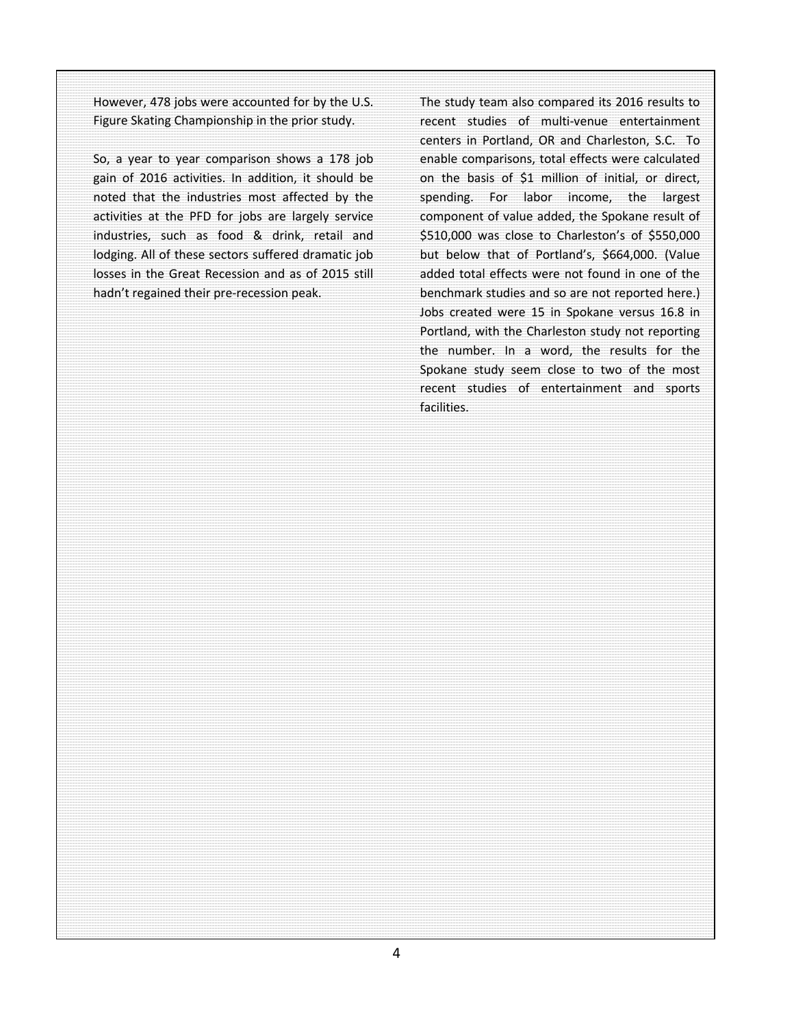However, 478 jobs were accounted for by the U.S. Figure Skating Championship in the prior study.

So, a year to year comparison shows a 178 job gain of 2016 activities. In addition, it should be noted that the industries most affected by the activities at the PFD for jobs are largely service industries, such as food & drink, retail and lodging. All of these sectors suffered dramatic job losses in the Great Recession and as of 2015 still hadn't regained their pre-recession peak.

The study team also compared its 2016 results to recent studies of multi-venue entertainment centers in Portland, OR and Charleston, S.C. To enable comparisons, total effects were calculated on the basis of $1 million of initial, or direct, spending. For labor income, the largest component of value added, the Spokane result of $510,000 was close to Charleston's of $550,000 but below that of Portland's, $664,000. (Value added total effects were not found in one of the benchmark studies and so are not reported here.) Jobs created were 15 in Spokane versus 16.8 in Portland, with the Charleston study not reporting the number. In a word, the results for the Spokane study seem close to two of the most recent studies of entertainment and sports facilities.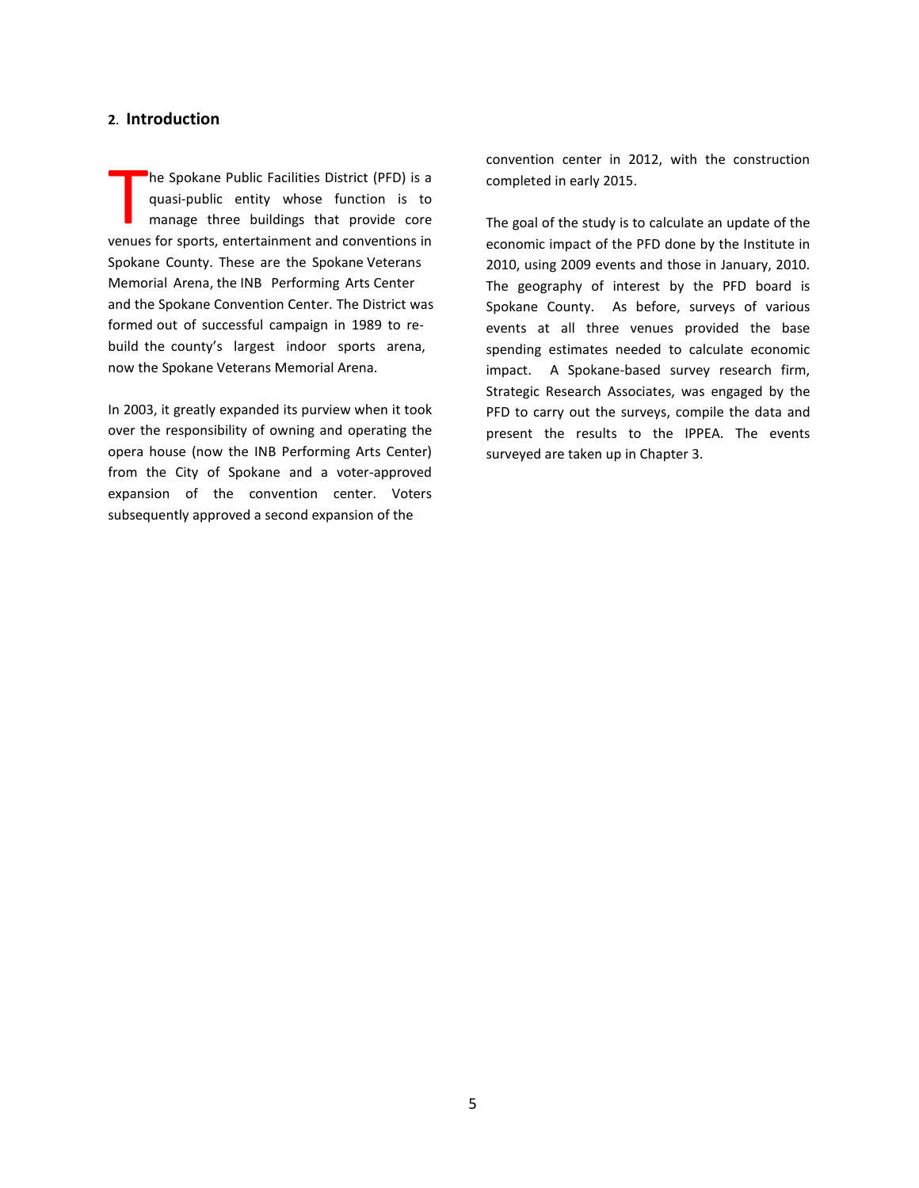## 2. Introduction

The Spokane Public Facilities District (PFD) is a quasi-public entity whose function is to manage three buildings that provide core venues for sports, entertainment and conventions in Spokane County. These are the Spokane Veterans Memorial Arena, the INB Performing Arts Center and the Spokane Convention Center. The District was formed out of successful campaign in 1989 to re-build the county's largest indoor sports arena, now the Spokane Veterans Memorial Arena.

In 2003, it greatly expanded its purview when it took over the responsibility of owning and operating the opera house (now the INB Performing Arts Center) from the City of Spokane and a voter-approved expansion of the convention center. Voters subsequently approved a second expansion of the convention center in 2012, with the construction completed in early 2015.

The goal of the study is to calculate an update of the economic impact of the PFD done by the Institute in 2010, using 2009 events and those in January, 2010. The geography of interest by the PFD board is Spokane County. As before, surveys of various events at all three venues provided the base spending estimates needed to calculate economic impact. A Spokane-based survey research firm, Strategic Research Associates, was engaged by the PFD to carry out the surveys, compile the data and present the results to the IPPEA. The events surveyed are taken up in Chapter 3.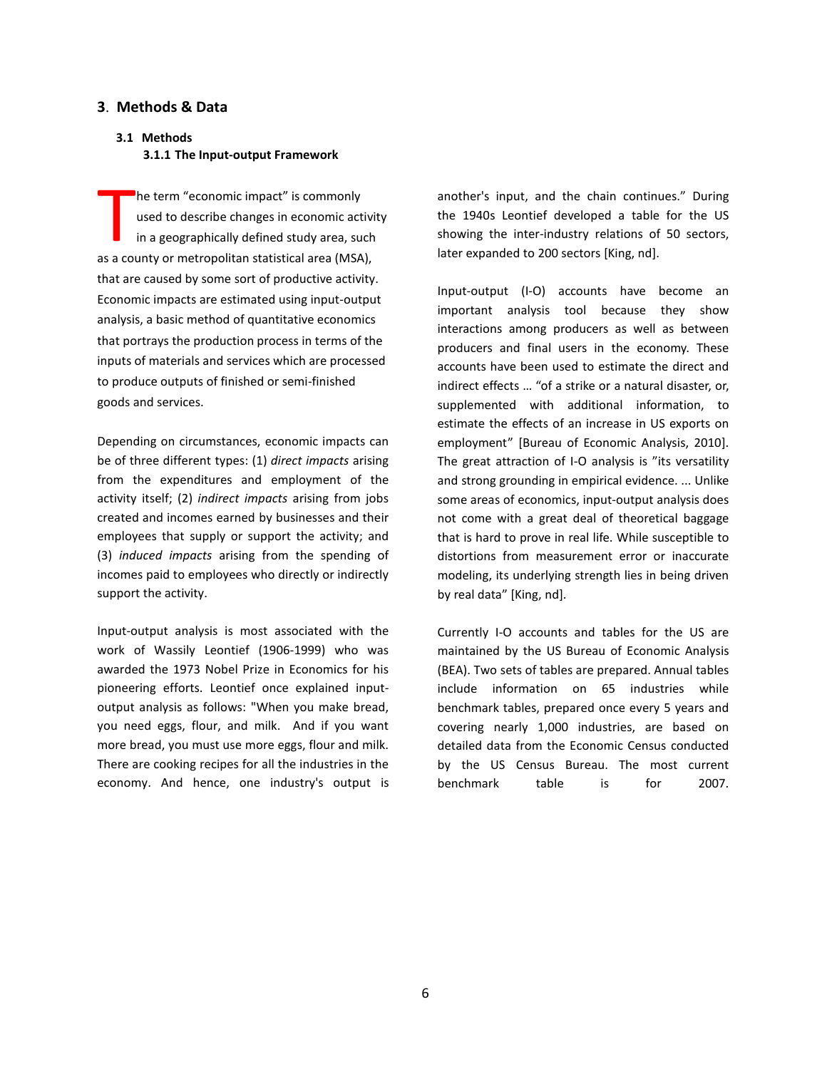## 3. Methods & Data

### 3.1 Methods

#### 3.1.1 The Input-output Framework

The term “economic impact” is commonly used to describe changes in economic activity in a geographically defined study area, such as a county or metropolitan statistical area (MSA), that are caused by some sort of productive activity. Economic impacts are estimated using input-output analysis, a basic method of quantitative economics that portrays the production process in terms of the inputs of materials and services which are processed to produce outputs of finished or semi-finished goods and services.

Depending on circumstances, economic impacts can be of three different types: (1) *direct impacts* arising from the expenditures and employment of the activity itself; (2) *indirect impacts* arising from jobs created and incomes earned by businesses and their employees that supply or support the activity; and (3) *induced impacts* arising from the spending of incomes paid to employees who directly or indirectly support the activity.

Input-output analysis is most associated with the work of Wassily Leontief (1906-1999) who was awarded the 1973 Nobel Prize in Economics for his pioneering efforts. Leontief once explained input-output analysis as follows: "When you make bread, you need eggs, flour, and milk. And if you want more bread, you must use more eggs, flour and milk. There are cooking recipes for all the industries in the economy. And hence, one industry's output is another's input, and the chain continues.” During the 1940s Leontief developed a table for the US showing the inter-industry relations of 50 sectors, later expanded to 200 sectors [King, nd].

Input-output (I-O) accounts have become an important analysis tool because they show interactions among producers as well as between producers and final users in the economy. These accounts have been used to estimate the direct and indirect effects … “of a strike or a natural disaster, or, supplemented with additional information, to estimate the effects of an increase in US exports on employment” [Bureau of Economic Analysis, 2010]. The great attraction of I-O analysis is ”its versatility and strong grounding in empirical evidence. ... Unlike some areas of economics, input-output analysis does not come with a great deal of theoretical baggage that is hard to prove in real life. While susceptible to distortions from measurement error or inaccurate modeling, its underlying strength lies in being driven by real data” [King, nd].

Currently I-O accounts and tables for the US are maintained by the US Bureau of Economic Analysis (BEA). Two sets of tables are prepared. Annual tables include information on 65 industries while benchmark tables, prepared once every 5 years and covering nearly 1,000 industries, are based on detailed data from the Economic Census conducted by the US Census Bureau. The most current benchmark table is for 2007.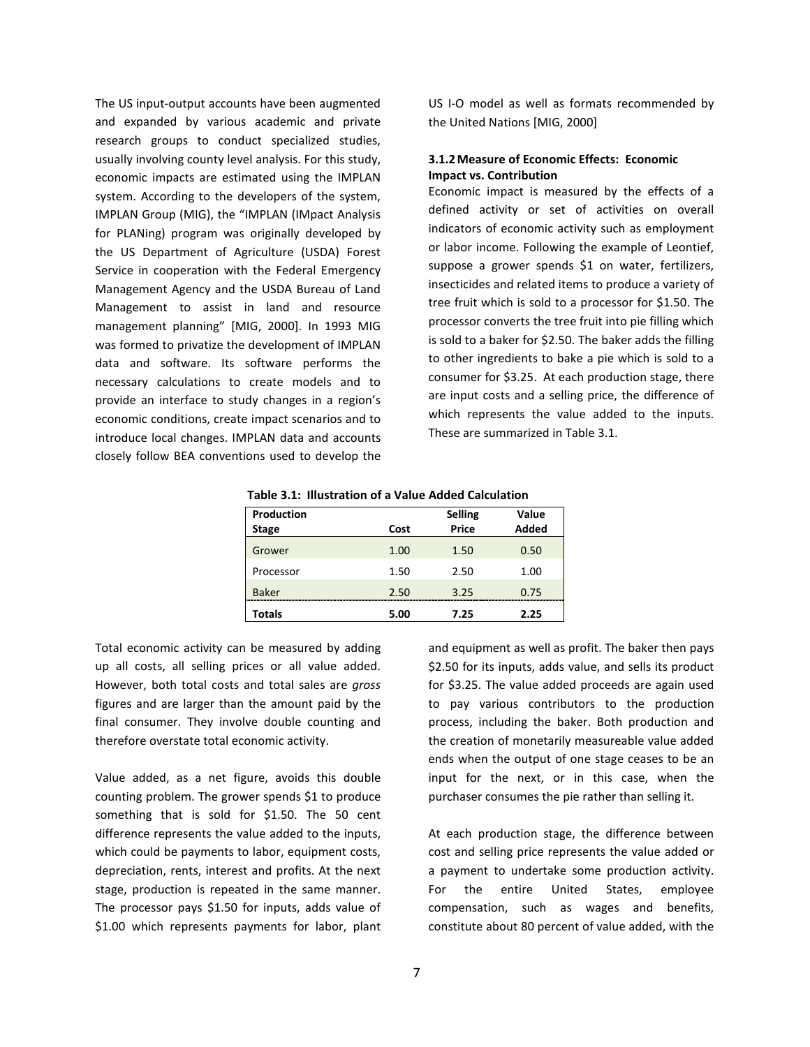The US input-output accounts have been augmented and expanded by various academic and private research groups to conduct specialized studies, usually involving county level analysis. For this study, economic impacts are estimated using the IMPLAN system. According to the developers of the system, IMPLAN Group (MIG), the "IMPLAN (IMpact Analysis for PLANing) program was originally developed by the US Department of Agriculture (USDA) Forest Service in cooperation with the Federal Emergency Management Agency and the USDA Bureau of Land Management to assist in land and resource management planning" [MIG, 2000]. In 1993 MIG was formed to privatize the development of IMPLAN data and software. Its software performs the necessary calculations to create models and to provide an interface to study changes in a region's economic conditions, create impact scenarios and to introduce local changes. IMPLAN data and accounts closely follow BEA conventions used to develop the US I-O model as well as formats recommended by the United Nations [MIG, 2000]

### 3.1.2 Measure of Economic Effects: Economic Impact vs. Contribution

Economic impact is measured by the effects of a defined activity or set of activities on overall indicators of economic activity such as employment or labor income. Following the example of Leontief, suppose a grower spends $1 on water, fertilizers, insecticides and related items to produce a variety of tree fruit which is sold to a processor for $1.50. The processor converts the tree fruit into pie filling which is sold to a baker for $2.50. The baker adds the filling to other ingredients to bake a pie which is sold to a consumer for $3.25. At each production stage, there are input costs and a selling price, the difference of which represents the value added to the inputs. These are summarized in Table 3.1.

**Table 3.1: Illustration of a Value Added Calculation**

| Production Stage | Cost | Selling Price | Value Added |
|---|---|---|---|
| Grower | 1.00 | 1.50 | 0.50 |
| Processor | 1.50 | 2.50 | 1.00 |
| Baker | 2.50 | 3.25 | 0.75 |
| **Totals** | **5.00** | **7.25** | **2.25** |

Total economic activity can be measured by adding up all costs, all selling prices or all value added. However, both total costs and total sales are *gross* figures and are larger than the amount paid by the final consumer. They involve double counting and therefore overstate total economic activity.

Value added, as a net figure, avoids this double counting problem. The grower spends $1 to produce something that is sold for $1.50. The 50 cent difference represents the value added to the inputs, which could be payments to labor, equipment costs, depreciation, rents, interest and profits. At the next stage, production is repeated in the same manner. The processor pays $1.50 for inputs, adds value of $1.00 which represents payments for labor, plant and equipment as well as profit. The baker then pays $2.50 for its inputs, adds value, and sells its product for $3.25. The value added proceeds are again used to pay various contributors to the production process, including the baker. Both production and the creation of monetarily measureable value added ends when the output of one stage ceases to be an input for the next, or in this case, when the purchaser consumes the pie rather than selling it.

At each production stage, the difference between cost and selling price represents the value added or a payment to undertake some production activity. For the entire United States, employee compensation, such as wages and benefits, constitute about 80 percent of value added, with the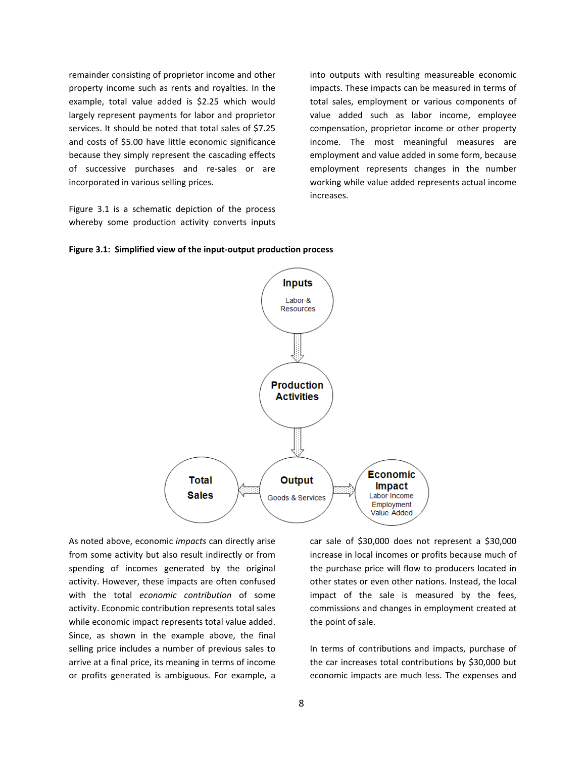remainder consisting of proprietor income and other property income such as rents and royalties. In the example, total value added is $2.25 which would largely represent payments for labor and proprietor services. It should be noted that total sales of $7.25 and costs of $5.00 have little economic significance because they simply represent the cascading effects of successive purchases and re-sales or are incorporated in various selling prices.

Figure 3.1 is a schematic depiction of the process whereby some production activity converts inputs into outputs with resulting measureable economic impacts. These impacts can be measured in terms of total sales, employment or various components of value added such as labor income, employee compensation, proprietor income or other property income. The most meaningful measures are employment and value added in some form, because employment represents changes in the number working while value added represents actual income increases.

**Figure 3.1: Simplified view of the input-output production process**

Inputs
Labor & Resources

Production Activities

Output
Goods & Services

Total Sales

Economic Impact
Labor Income
Employment
Value Added

As noted above, economic *impacts* can directly arise from some activity but also result indirectly or from spending of incomes generated by the original activity. However, these impacts are often confused with the total *economic contribution* of some activity. Economic contribution represents total sales while economic impact represents total value added. Since, as shown in the example above, the final selling price includes a number of previous sales to arrive at a final price, its meaning in terms of income or profits generated is ambiguous. For example, a car sale of $30,000 does not represent a $30,000 increase in local incomes or profits because much of the purchase price will flow to producers located in other states or even other nations. Instead, the local impact of the sale is measured by the fees, commissions and changes in employment created at the point of sale.

In terms of contributions and impacts, purchase of the car increases total contributions by $30,000 but economic impacts are much less. The expenses and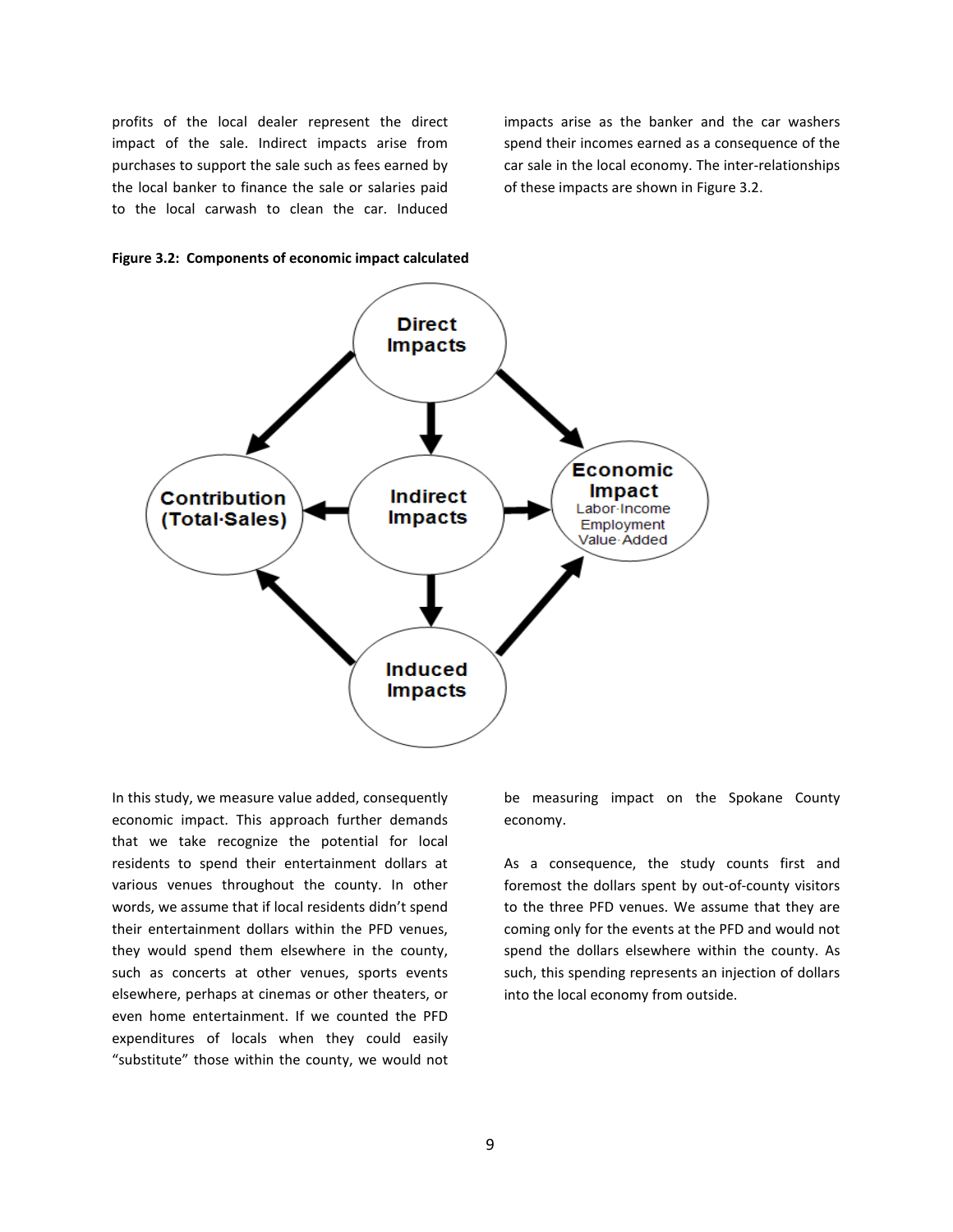profits of the local dealer represent the direct impact of the sale. Indirect impacts arise from purchases to support the sale such as fees earned by the local banker to finance the sale or salaries paid to the local carwash to clean the car. Induced impacts arise as the banker and the car washers spend their incomes earned as a consequence of the car sale in the local economy. The inter-relationships of these impacts are shown in Figure 3.2.

**Figure 3.2: Components of economic impact calculated**

Direct Impacts

Contribution (Total Sales)

Indirect Impacts

Economic Impact
Labor Income
Employment
Value Added

Induced Impacts

In this study, we measure value added, consequently economic impact. This approach further demands that we take recognize the potential for local residents to spend their entertainment dollars at various venues throughout the county. In other words, we assume that if local residents didn't spend their entertainment dollars within the PFD venues, they would spend them elsewhere in the county, such as concerts at other venues, sports events elsewhere, perhaps at cinemas or other theaters, or even home entertainment. If we counted the PFD expenditures of locals when they could easily "substitute" those within the county, we would not be measuring impact on the Spokane County economy.

As a consequence, the study counts first and foremost the dollars spent by out-of-county visitors to the three PFD venues. We assume that they are coming only for the events at the PFD and would not spend the dollars elsewhere within the county. As such, this spending represents an injection of dollars into the local economy from outside.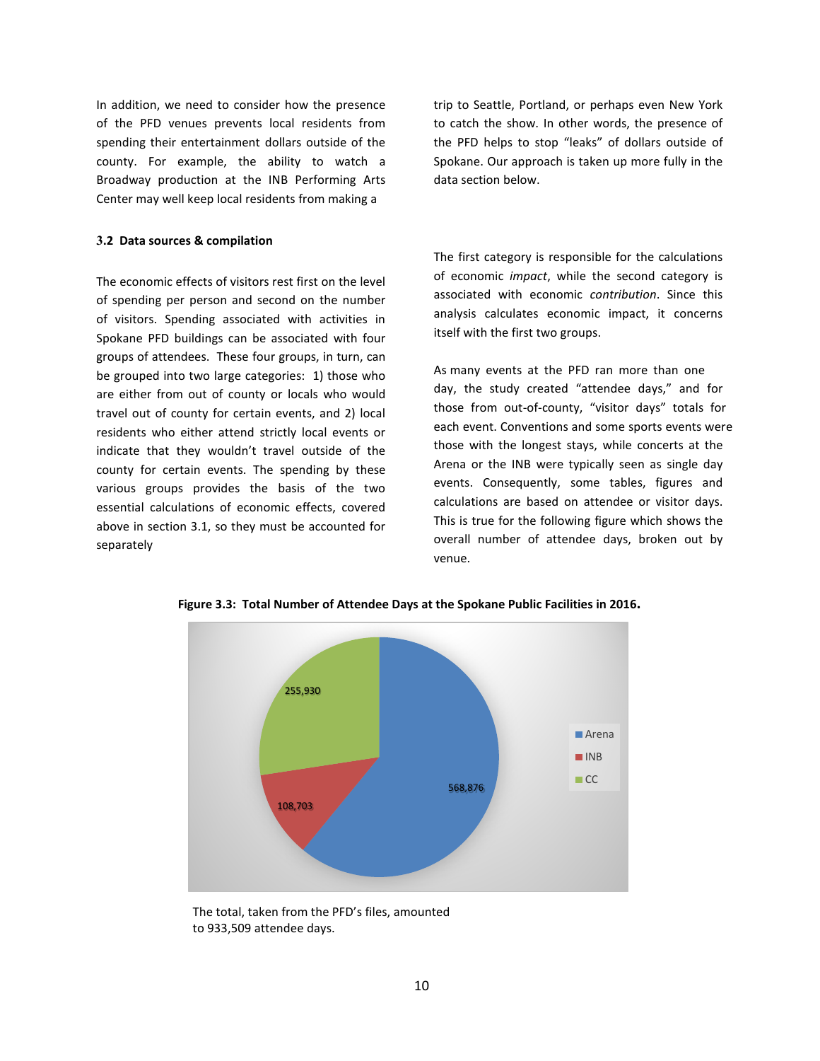In addition, we need to consider how the presence of the PFD venues prevents local residents from spending their entertainment dollars outside of the county. For example, the ability to watch a Broadway production at the INB Performing Arts Center may well keep local residents from making a trip to Seattle, Portland, or perhaps even New York to catch the show. In other words, the presence of the PFD helps to stop "leaks" of dollars outside of Spokane. Our approach is taken up more fully in the data section below.

### 3.2 Data sources & compilation

The economic effects of visitors rest first on the level of spending per person and second on the number of visitors. Spending associated with activities in Spokane PFD buildings can be associated with four groups of attendees. These four groups, in turn, can be grouped into two large categories: 1) those who are either from out of county or locals who would travel out of county for certain events, and 2) local residents who either attend strictly local events or indicate that they wouldn't travel outside of the county for certain events. The spending by these various groups provides the basis of the two essential calculations of economic effects, covered above in section 3.1, so they must be accounted for separately

The first category is responsible for the calculations of economic *impact*, while the second category is associated with economic *contribution*. Since this analysis calculates economic impact, it concerns itself with the first two groups.

As many events at the PFD ran more than one day, the study created "attendee days," and for those from out-of-county, "visitor days" totals for each event. Conventions and some sports events were those with the longest stays, while concerts at the Arena or the INB were typically seen as single day events. Consequently, some tables, figures and calculations are based on attendee or visitor days. This is true for the following figure which shows the overall number of attendee days, broken out by venue.

**Figure 3.3: Total Number of Attendee Days at the Spokane Public Facilities in 2016.**

255,930
108,703
568,876
Arena
INB
CC

The total, taken from the PFD's files, amounted to 933,509 attendee days.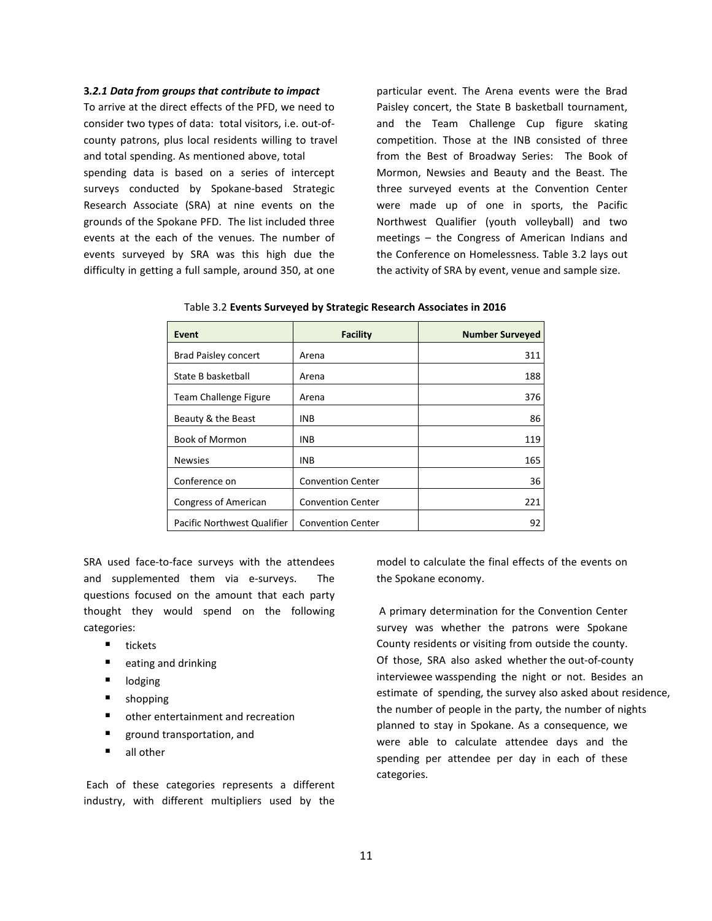### 3.*2.1 Data from groups that contribute to impact*

To arrive at the direct effects of the PFD, we need to consider two types of data: total visitors, i.e. out-of-county patrons, plus local residents willing to travel and total spending. As mentioned above, total spending data is based on a series of intercept surveys conducted by Spokane-based Strategic Research Associate (SRA) at nine events on the grounds of the Spokane PFD. The list included three events at the each of the venues. The number of events surveyed by SRA was this high due the difficulty in getting a full sample, around 350, at one particular event. The Arena events were the Brad Paisley concert, the State B basketball tournament, and the Team Challenge Cup figure skating competition. Those at the INB consisted of three from the Best of Broadway Series: The Book of Mormon, Newsies and Beauty and the Beast. The three surveyed events at the Convention Center were made up of one in sports, the Pacific Northwest Qualifier (youth volleyball) and two meetings – the Congress of American Indians and the Conference on Homelessness. Table 3.2 lays out the activity of SRA by event, venue and sample size.

Table 3.2 **Events Surveyed by Strategic Research Associates in 2016**

| Event | Facility | Number Surveyed |
|---|---|---:|
| Brad Paisley concert | Arena | 311 |
| State B basketball | Arena | 188 |
| Team Challenge Figure | Arena | 376 |
| Beauty & the Beast | INB | 86 |
| Book of Mormon | INB | 119 |
| Newsies | INB | 165 |
| Conference on | Convention Center | 36 |
| Congress of American | Convention Center | 221 |
| Pacific Northwest Qualifier | Convention Center | 92 |

SRA used face-to-face surveys with the attendees and supplemented them via e-surveys. The questions focused on the amount that each party thought they would spend on the following categories:

- tickets
- eating and drinking
- lodging
- shopping
- other entertainment and recreation
- ground transportation, and
- all other

Each of these categories represents a different industry, with different multipliers used by the model to calculate the final effects of the events on the Spokane economy.

A primary determination for the Convention Center survey was whether the patrons were Spokane County residents or visiting from outside the county. Of those, SRA also asked whether the out-of-county interviewee wasspending the night or not. Besides an estimate of spending, the survey also asked about residence, the number of people in the party, the number of nights planned to stay in Spokane. As a consequence, we were able to calculate attendee days and the spending per attendee per day in each of these categories.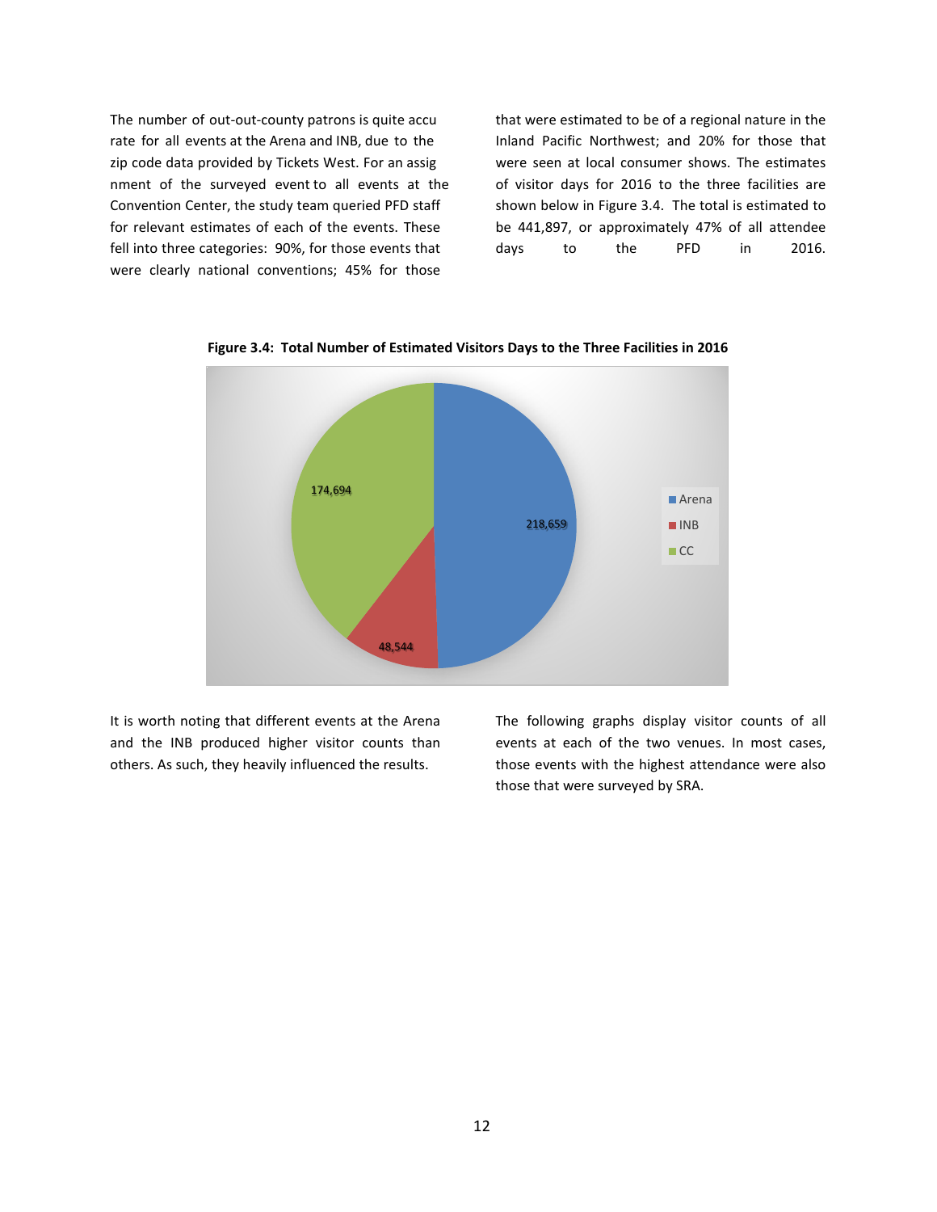The number of out-out-county patrons is quite accurate for all events at the Arena and INB, due to the zip code data provided by Tickets West. For an assignment of the surveyed event to all events at the Convention Center, the study team queried PFD staff for relevant estimates of each of the events. These fell into three categories: 90%, for those events that were clearly national conventions; 45% for those that were estimated to be of a regional nature in the Inland Pacific Northwest; and 20% for those that were seen at local consumer shows. The estimates of visitor days for 2016 to the three facilities are shown below in Figure 3.4. The total is estimated to be 441,897, or approximately 47% of all attendee days to the PFD in 2016.

**Figure 3.4: Total Number of Estimated Visitors Days to the Three Facilities in 2016**

174,694

218,659

48,544

Arena

INB

CC

It is worth noting that different events at the Arena and the INB produced higher visitor counts than others. As such, they heavily influenced the results.

The following graphs display visitor counts of all events at each of the two venues. In most cases, those events with the highest attendance were also those that were surveyed by SRA.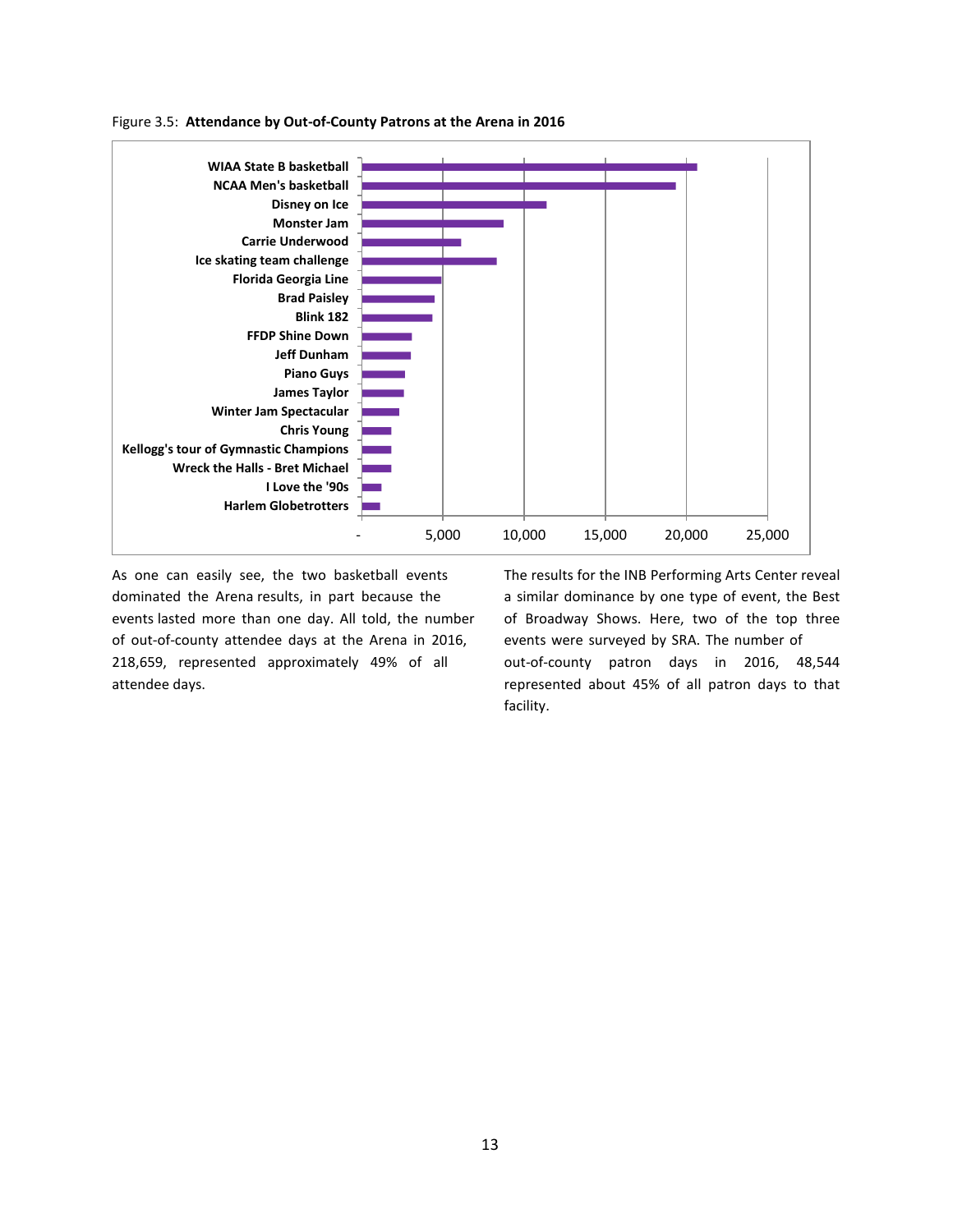Figure 3.5: **Attendance by Out-of-County Patrons at the Arena in 2016**

WIAA State B basketball
NCAA Men's basketball
Disney on Ice
Monster Jam
Carrie Underwood
Ice skating team challenge
Florida Georgia Line
Brad Paisley
Blink 182
FFDP Shine Down
Jeff Dunham
Piano Guys
James Taylor
Winter Jam Spectacular
Chris Young
Kellogg's tour of Gymnastic Champions
Wreck the Halls - Bret Michael
I Love the '90s
Harlem Globetrotters

- 5,000 10,000 15,000 20,000 25,000

As one can easily see, the two basketball events dominated the Arena results, in part because the events lasted more than one day. All told, the number of out-of-county attendee days at the Arena in 2016, 218,659, represented approximately 49% of all attendee days.

The results for the INB Performing Arts Center reveal a similar dominance by one type of event, the Best of Broadway Shows. Here, two of the top three events were surveyed by SRA. The number of out-of-county patron days in 2016, 48,544 represented about 45% of all patron days to that facility.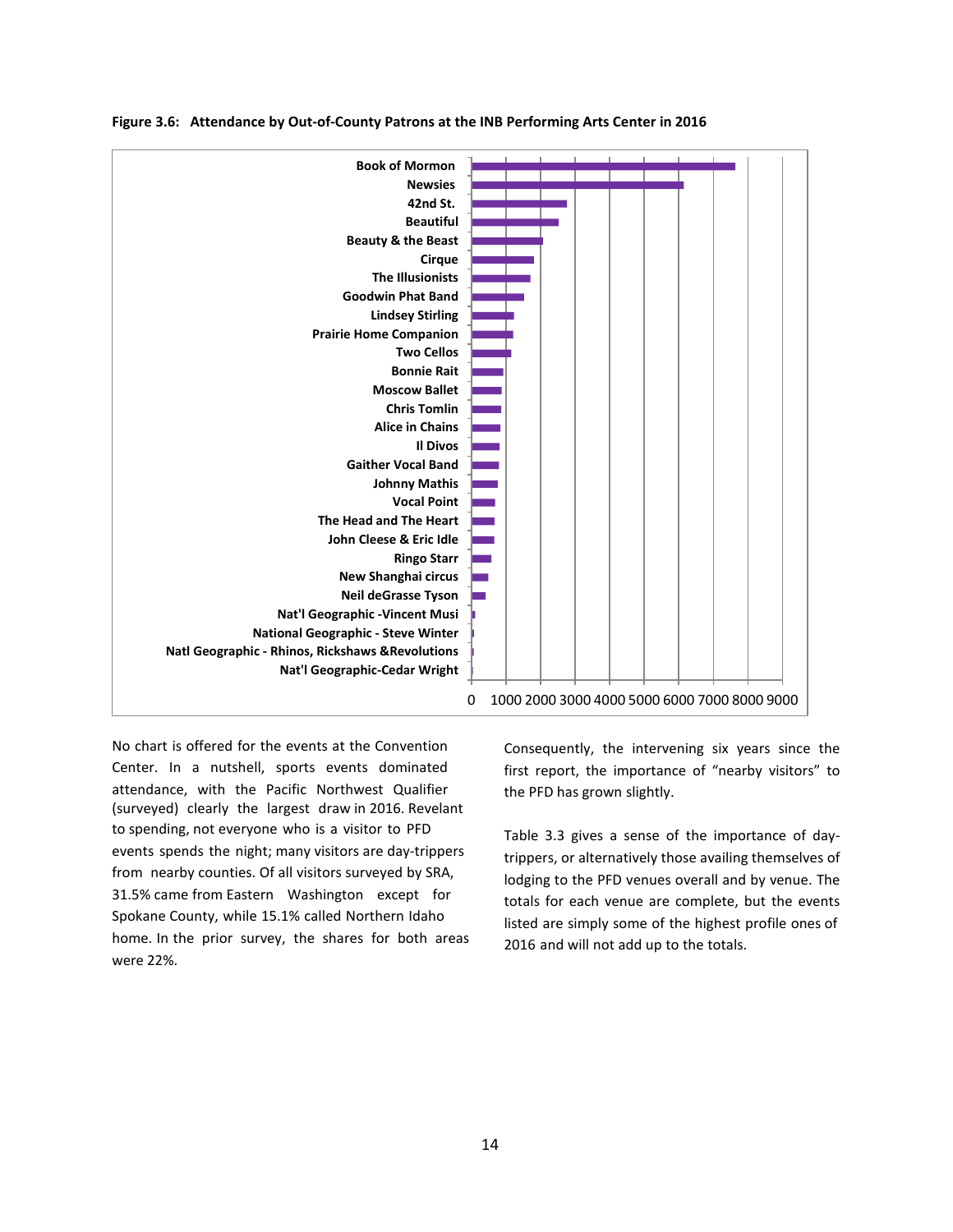**Figure 3.6: Attendance by Out-of-County Patrons at the INB Performing Arts Center in 2016**

Book of Mormon
Newsies
42nd St.
Beautiful
Beauty & the Beast
Cirque
The Illusionists
Goodwin Phat Band
Lindsey Stirling
Prairie Home Companion
Two Cellos
Bonnie Rait
Moscow Ballet
Chris Tomlin
Alice in Chains
Il Divos
Gaither Vocal Band
Johnny Mathis
Vocal Point
The Head and The Heart
John Cleese & Eric Idle
Ringo Starr
New Shanghai circus
Neil deGrasse Tyson
Nat'l Geographic -Vincent Musi
National Geographic - Steve Winter
Natl Geographic - Rhinos, Rickshaws &Revolutions
Nat'l Geographic-Cedar Wright

0 1000 2000 3000 4000 5000 6000 7000 8000 9000

No chart is offered for the events at the Convention Center. In a nutshell, sports events dominated attendance, with the Pacific Northwest Qualifier (surveyed) clearly the largest draw in 2016. Revelant to spending, not everyone who is a visitor to PFD events spends the night; many visitors are day-trippers from nearby counties. Of all visitors surveyed by SRA, 31.5% came from Eastern Washington except for Spokane County, while 15.1% called Northern Idaho home. In the prior survey, the shares for both areas were 22%. Consequently, the intervening six years since the first report, the importance of "nearby visitors" to the PFD has grown slightly.

Table 3.3 gives a sense of the importance of day-trippers, or alternatively those availing themselves of lodging to the PFD venues overall and by venue. The totals for each venue are complete, but the events listed are simply some of the highest profile ones of 2016 and will not add up to the totals.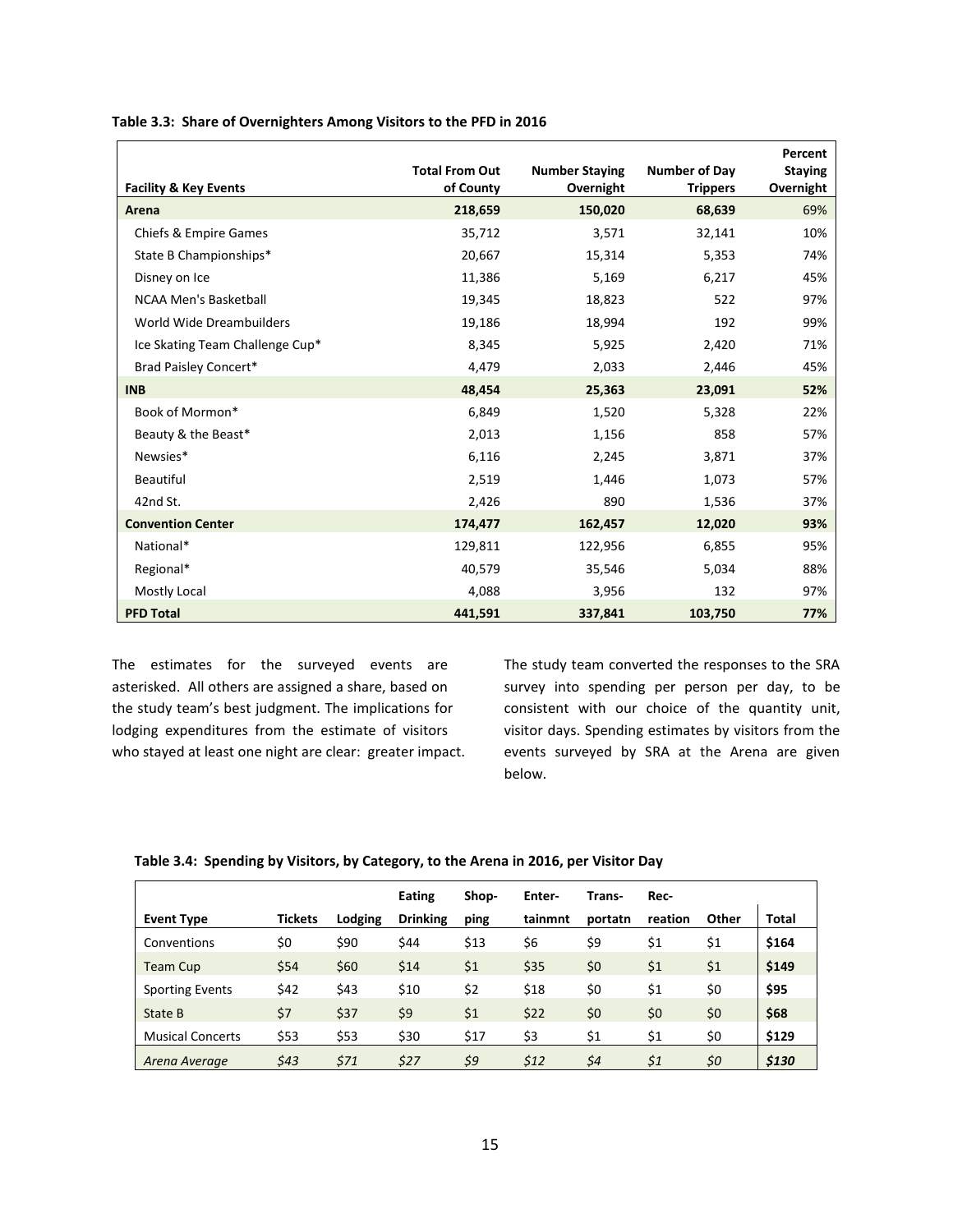**Table 3.3: Share of Overnighters Among Visitors to the PFD in 2016**

| Facility & Key Events | Total From Out of County | Number Staying Overnight | Number of Day Trippers | Percent Staying Overnight |
|---|---|---|---|---|
| **Arena** | **218,659** | **150,020** | **68,639** | 69% |
| Chiefs & Empire Games | 35,712 | 3,571 | 32,141 | 10% |
| State B Championships* | 20,667 | 15,314 | 5,353 | 74% |
| Disney on Ice | 11,386 | 5,169 | 6,217 | 45% |
| NCAA Men's Basketball | 19,345 | 18,823 | 522 | 97% |
| World Wide Dreambuilders | 19,186 | 18,994 | 192 | 99% |
| Ice Skating Team Challenge Cup* | 8,345 | 5,925 | 2,420 | 71% |
| Brad Paisley Concert* | 4,479 | 2,033 | 2,446 | 45% |
| **INB** | **48,454** | **25,363** | **23,091** | **52%** |
| Book of Mormon* | 6,849 | 1,520 | 5,328 | 22% |
| Beauty & the Beast* | 2,013 | 1,156 | 858 | 57% |
| Newsies* | 6,116 | 2,245 | 3,871 | 37% |
| Beautiful | 2,519 | 1,446 | 1,073 | 57% |
| 42nd St. | 2,426 | 890 | 1,536 | 37% |
| **Convention Center** | **174,477** | **162,457** | **12,020** | **93%** |
| National* | 129,811 | 122,956 | 6,855 | 95% |
| Regional* | 40,579 | 35,546 | 5,034 | 88% |
| Mostly Local | 4,088 | 3,956 | 132 | 97% |
| **PFD Total** | **441,591** | **337,841** | **103,750** | **77%** |

The estimates for the surveyed events are asterisked. All others are assigned a share, based on the study team's best judgment. The implications for lodging expenditures from the estimate of visitors who stayed at least one night are clear: greater impact.

The study team converted the responses to the SRA survey into spending per person per day, to be consistent with our choice of the quantity unit, visitor days. Spending estimates by visitors from the events surveyed by SRA at the Arena are given below.

**Table 3.4: Spending by Visitors, by Category, to the Arena in 2016, per Visitor Day**

| Event Type | Tickets | Lodging | Eating Drinking | Shop-ping | Enter-tainmnt | Trans-portatn | Rec-reation | Other | Total |
|---|---|---|---|---|---|---|---|---|---|
| Conventions | $0 | $90 | $44 | $13 | $6 | $9 | $1 | $1 | **$164** |
| Team Cup | $54 | $60 | $14 | $1 | $35 | $0 | $1 | $1 | **$149** |
| Sporting Events | $42 | $43 | $10 | $2 | $18 | $0 | $1 | $0 | **$95** |
| State B | $7 | $37 | $9 | $1 | $22 | $0 | $0 | $0 | **$68** |
| Musical Concerts | $53 | $53 | $30 | $17 | $3 | $1 | $1 | $0 | **$129** |
| *Arena Average* | *$43* | *$71* | *$27* | *$9* | *$12* | *$4* | *$1* | *$0* | ***$130*** |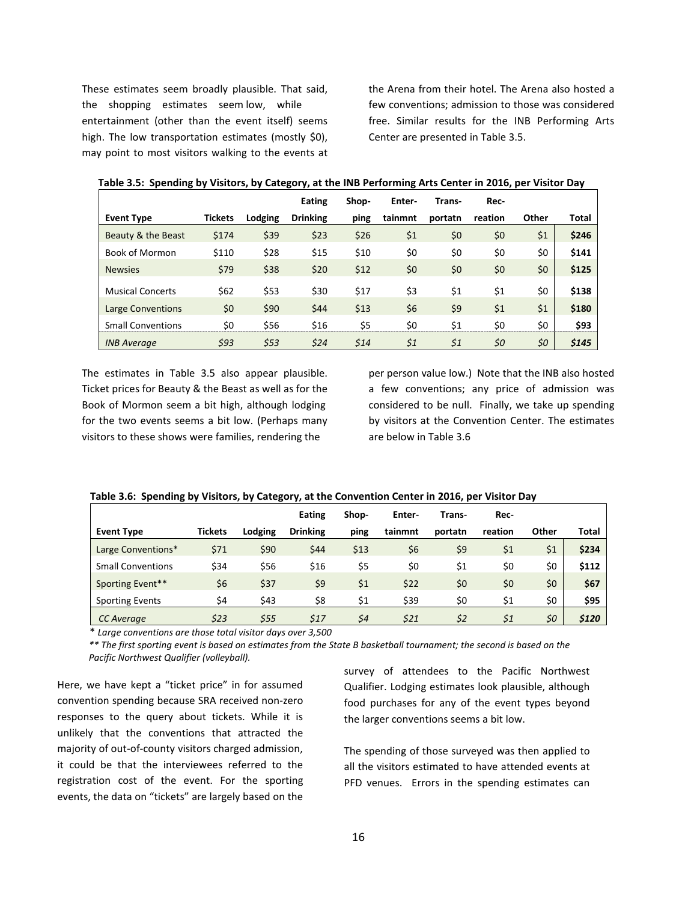These estimates seem broadly plausible. That said, the shopping estimates seem low, while entertainment (other than the event itself) seems high. The low transportation estimates (mostly $0), may point to most visitors walking to the events at the Arena from their hotel. The Arena also hosted a few conventions; admission to those was considered free. Similar results for the INB Performing Arts Center are presented in Table 3.5.

**Table 3.5: Spending by Visitors, by Category, at the INB Performing Arts Center in 2016, per Visitor Day**

| Event Type | Tickets | Lodging | Eating Drinking | Shop-ping | Enter-tainmnt | Trans-portatn | Rec-reation | Other | Total |
|---|---|---|---|---|---|---|---|---|---|
| Beauty & the Beast | $174 | $39 | $23 | $26 | $1 | $0 | $0 | $1 | **$246** |
| Book of Mormon | $110 | $28 | $15 | $10 | $0 | $0 | $0 | $0 | **$141** |
| Newsies | $79 | $38 | $20 | $12 | $0 | $0 | $0 | $0 | **$125** |
| Musical Concerts | $62 | $53 | $30 | $17 | $3 | $1 | $1 | $0 | **$138** |
| Large Conventions | $0 | $90 | $44 | $13 | $6 | $9 | $1 | $1 | **$180** |
| Small Conventions | $0 | $56 | $16 | $5 | $0 | $1 | $0 | $0 | **$93** |
| *INB Average* | *$93* | *$53* | *$24* | *$14* | *$1* | *$1* | *$0* | *$0* | ***$145*** |

The estimates in Table 3.5 also appear plausible. Ticket prices for Beauty & the Beast as well as for the Book of Mormon seem a bit high, although lodging for the two events seems a bit low. (Perhaps many visitors to these shows were families, rendering the per person value low.) Note that the INB also hosted a few conventions; any price of admission was considered to be null. Finally, we take up spending by visitors at the Convention Center. The estimates are below in Table 3.6

**Table 3.6: Spending by Visitors, by Category, at the Convention Center in 2016, per Visitor Day**

| Event Type | Tickets | Lodging | Eating Drinking | Shop-ping | Enter-tainmnt | Trans-portatn | Rec-reation | Other | Total |
|---|---|---|---|---|---|---|---|---|---|
| Large Conventions* | $71 | $90 | $44 | $13 | $6 | $9 | $1 | $1 | **$234** |
| Small Conventions | $34 | $56 | $16 | $5 | $0 | $1 | $0 | $0 | **$112** |
| Sporting Event** | $6 | $37 | $9 | $1 | $22 | $0 | $0 | $0 | **$67** |
| Sporting Events | $4 | $43 | $8 | $1 | $39 | $0 | $1 | $0 | **$95** |
| *CC Average* | *$23* | *$55* | *$17* | *$4* | *$21* | *$2* | *$1* | *$0* | ***$120*** |

\* *Large conventions are those total visitor days over 3,500*

*\*\* The first sporting event is based on estimates from the State B basketball tournament; the second is based on the Pacific Northwest Qualifier (volleyball).*

Here, we have kept a "ticket price" in for assumed convention spending because SRA received non-zero responses to the query about tickets. While it is unlikely that the conventions that attracted the majority of out-of-county visitors charged admission, it could be that the interviewees referred to the registration cost of the event. For the sporting events, the data on "tickets" are largely based on the survey of attendees to the Pacific Northwest Qualifier. Lodging estimates look plausible, although food purchases for any of the event types beyond the larger conventions seems a bit low.

The spending of those surveyed was then applied to all the visitors estimated to have attended events at PFD venues. Errors in the spending estimates can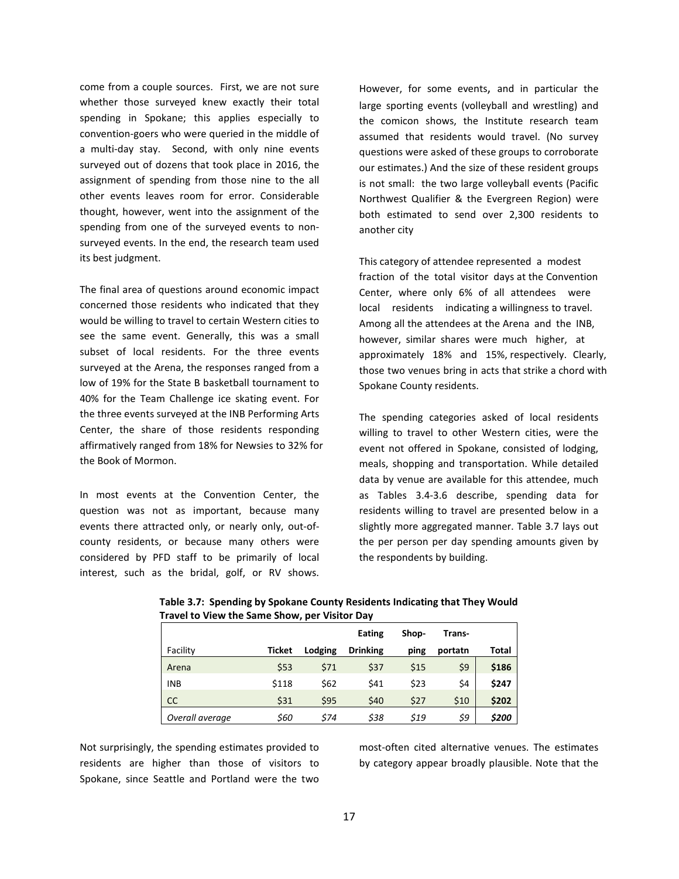come from a couple sources. First, we are not sure whether those surveyed knew exactly their total spending in Spokane; this applies especially to convention-goers who were queried in the middle of a multi-day stay. Second, with only nine events surveyed out of dozens that took place in 2016, the assignment of spending from those nine to the all other events leaves room for error. Considerable thought, however, went into the assignment of the spending from one of the surveyed events to non-surveyed events. In the end, the research team used its best judgment.

The final area of questions around economic impact concerned those residents who indicated that they would be willing to travel to certain Western cities to see the same event. Generally, this was a small subset of local residents. For the three events surveyed at the Arena, the responses ranged from a low of 19% for the State B basketball tournament to 40% for the Team Challenge ice skating event. For the three events surveyed at the INB Performing Arts Center, the share of those residents responding affirmatively ranged from 18% for Newsies to 32% for the Book of Mormon.

In most events at the Convention Center, the question was not as important, because many events there attracted only, or nearly only, out-of-county residents, or because many others were considered by PFD staff to be primarily of local interest, such as the bridal, golf, or RV shows. However, for some events, and in particular the large sporting events (volleyball and wrestling) and the comicon shows, the Institute research team assumed that residents would travel. (No survey questions were asked of these groups to corroborate our estimates.) And the size of these resident groups is not small: the two large volleyball events (Pacific Northwest Qualifier & the Evergreen Region) were both estimated to send over 2,300 residents to another city

This category of attendee represented a modest fraction of the total visitor days at the Convention Center, where only 6% of all attendees were local residents indicating a willingness to travel. Among all the attendees at the Arena and the INB, however, similar shares were much higher, at approximately 18% and 15%, respectively. Clearly, those two venues bring in acts that strike a chord with Spokane County residents.

The spending categories asked of local residents willing to travel to other Western cities, were the event not offered in Spokane, consisted of lodging, meals, shopping and transportation. While detailed data by venue are available for this attendee, much as Tables 3.4-3.6 describe, spending data for residents willing to travel are presented below in a slightly more aggregated manner. Table 3.7 lays out the per person per day spending amounts given by the respondents by building.

**Table 3.7: Spending by Spokane County Residents Indicating that They Would Travel to View the Same Show, per Visitor Day**

| Facility | Ticket | Lodging | Eating Drinking | Shop-ping | Trans-portatn | Total |
|---|---|---|---|---|---|---|
| Arena | $53 | $71 | $37 | $15 | $9 | **$186** |
| INB | $118 | $62 | $41 | $23 | $4 | **$247** |
| CC | $31 | $95 | $40 | $27 | $10 | **$202** |
| *Overall average* | *$60* | *$74* | *$38* | *$19* | *$9* | ***$200*** |

Not surprisingly, the spending estimates provided to residents are higher than those of visitors to Spokane, since Seattle and Portland were the two most-often cited alternative venues. The estimates by category appear broadly plausible. Note that the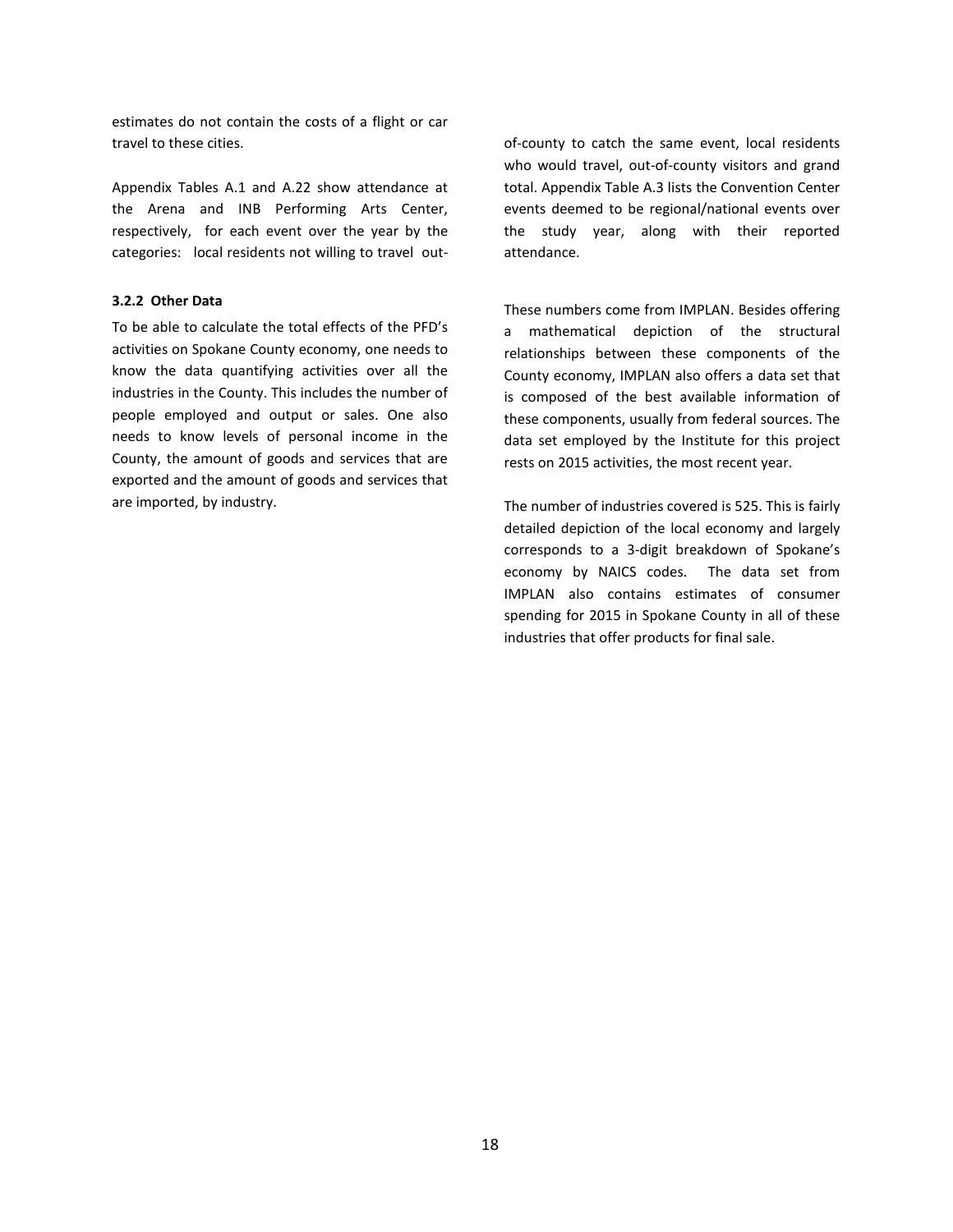estimates do not contain the costs of a flight or car travel to these cities.

Appendix Tables A.1 and A.22 show attendance at the Arena and INB Performing Arts Center, respectively, for each event over the year by the categories: local residents not willing to travel out-of-county to catch the same event, local residents who would travel, out-of-county visitors and grand total. Appendix Table A.3 lists the Convention Center events deemed to be regional/national events over the study year, along with their reported attendance.

### 3.2.2 Other Data

To be able to calculate the total effects of the PFD's activities on Spokane County economy, one needs to know the data quantifying activities over all the industries in the County. This includes the number of people employed and output or sales. One also needs to know levels of personal income in the County, the amount of goods and services that are exported and the amount of goods and services that are imported, by industry.

These numbers come from IMPLAN. Besides offering a mathematical depiction of the structural relationships between these components of the County economy, IMPLAN also offers a data set that is composed of the best available information of these components, usually from federal sources. The data set employed by the Institute for this project rests on 2015 activities, the most recent year.

The number of industries covered is 525. This is fairly detailed depiction of the local economy and largely corresponds to a 3-digit breakdown of Spokane's economy by NAICS codes. The data set from IMPLAN also contains estimates of consumer spending for 2015 in Spokane County in all of these industries that offer products for final sale.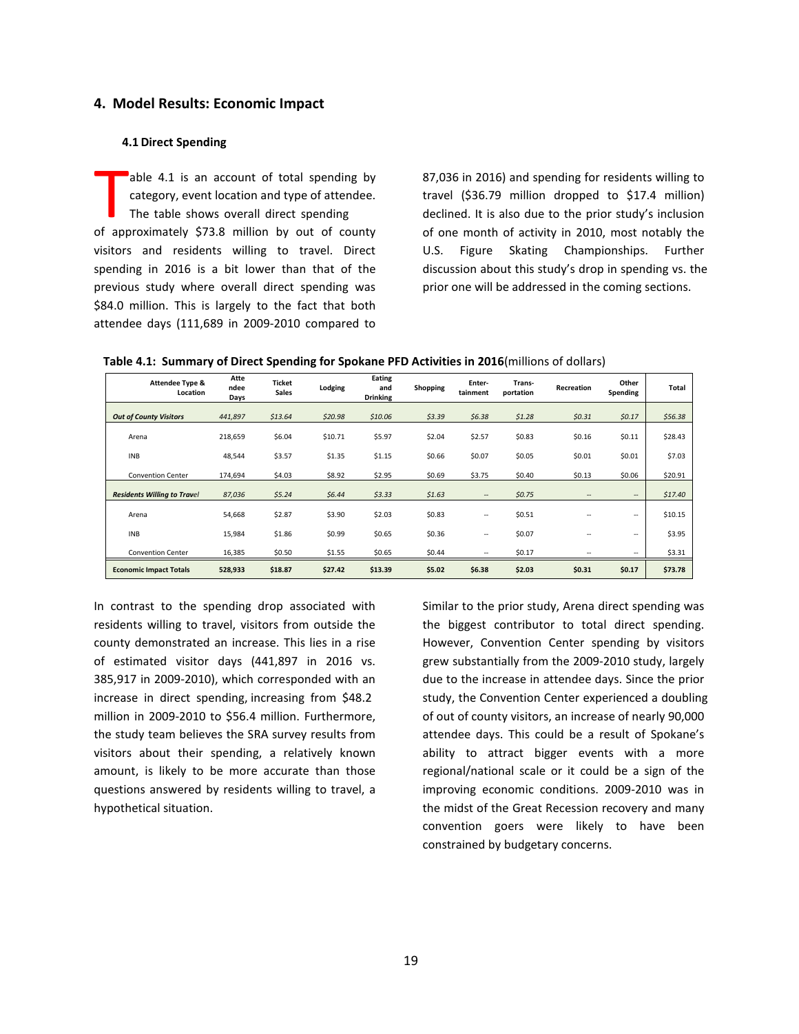## 4. Model Results: Economic Impact

### 4.1 Direct Spending

Table 4.1 is an account of total spending by category, event location and type of attendee. The table shows overall direct spending of approximately $73.8 million by out of county visitors and residents willing to travel. Direct spending in 2016 is a bit lower than that of the previous study where overall direct spending was $84.0 million. This is largely to the fact that both attendee days (111,689 in 2009-2010 compared to 87,036 in 2016) and spending for residents willing to travel ($36.79 million dropped to $17.4 million) declined. It is also due to the prior study's inclusion of one month of activity in 2010, most notably the U.S. Figure Skating Championships. Further discussion about this study's drop in spending vs. the prior one will be addressed in the coming sections.

**Table 4.1: Summary of Direct Spending for Spokane PFD Activities in 2016**(millions of dollars)

| Attendee Type & Location | Attendee Days | Ticket Sales | Lodging | Eating and Drinking | Shopping | Enter-tainment | Trans-portation | Recreation | Other Spending | Total |
|---|---|---|---|---|---|---|---|---|---|---|
| ***Out of County Visitors*** | *441,897* | *$13.64* | *$20.98* | *$10.06* | *$3.39* | *$6.38* | *$1.28* | *$0.31* | *$0.17* | *$56.38* |
| Arena | 218,659 | $6.04 | $10.71 | $5.97 | $2.04 | $2.57 | $0.83 | $0.16 | $0.11 | $28.43 |
| INB | 48,544 | $3.57 | $1.35 | $1.15 | $0.66 | $0.07 | $0.05 | $0.01 | $0.01 | $7.03 |
| Convention Center | 174,694 | $4.03 | $8.92 | $2.95 | $0.69 | $3.75 | $0.40 | $0.13 | $0.06 | $20.91 |
| ***Residents Willing to Travel*** | *87,036* | *$5.24* | *$6.44* | *$3.33* | *$1.63* | -- | *$0.75* | -- | -- | *$17.40* |
| Arena | 54,668 | $2.87 | $3.90 | $2.03 | $0.83 | -- | $0.51 | -- | -- | $10.15 |
| INB | 15,984 | $1.86 | $0.99 | $0.65 | $0.36 | -- | $0.07 | -- | -- | $3.95 |
| Convention Center | 16,385 | $0.50 | $1.55 | $0.65 | $0.44 | -- | $0.17 | -- | -- | $3.31 |
| **Economic Impact Totals** | **528,933** | **$18.87** | **$27.42** | **$13.39** | **$5.02** | **$6.38** | **$2.03** | **$0.31** | **$0.17** | **$73.78** |

In contrast to the spending drop associated with residents willing to travel, visitors from outside the county demonstrated an increase. This lies in a rise of estimated visitor days (441,897 in 2016 vs. 385,917 in 2009-2010), which corresponded with an increase in direct spending, increasing from $48.2 million in 2009-2010 to $56.4 million. Furthermore, the study team believes the SRA survey results from visitors about their spending, a relatively known amount, is likely to be more accurate than those questions answered by residents willing to travel, a hypothetical situation.

Similar to the prior study, Arena direct spending was the biggest contributor to total direct spending. However, Convention Center spending by visitors grew substantially from the 2009-2010 study, largely due to the increase in attendee days. Since the prior study, the Convention Center experienced a doubling of out of county visitors, an increase of nearly 90,000 attendee days. This could be a result of Spokane's ability to attract bigger events with a more regional/national scale or it could be a sign of the improving economic conditions. 2009-2010 was in the midst of the Great Recession recovery and many convention goers were likely to have been constrained by budgetary concerns.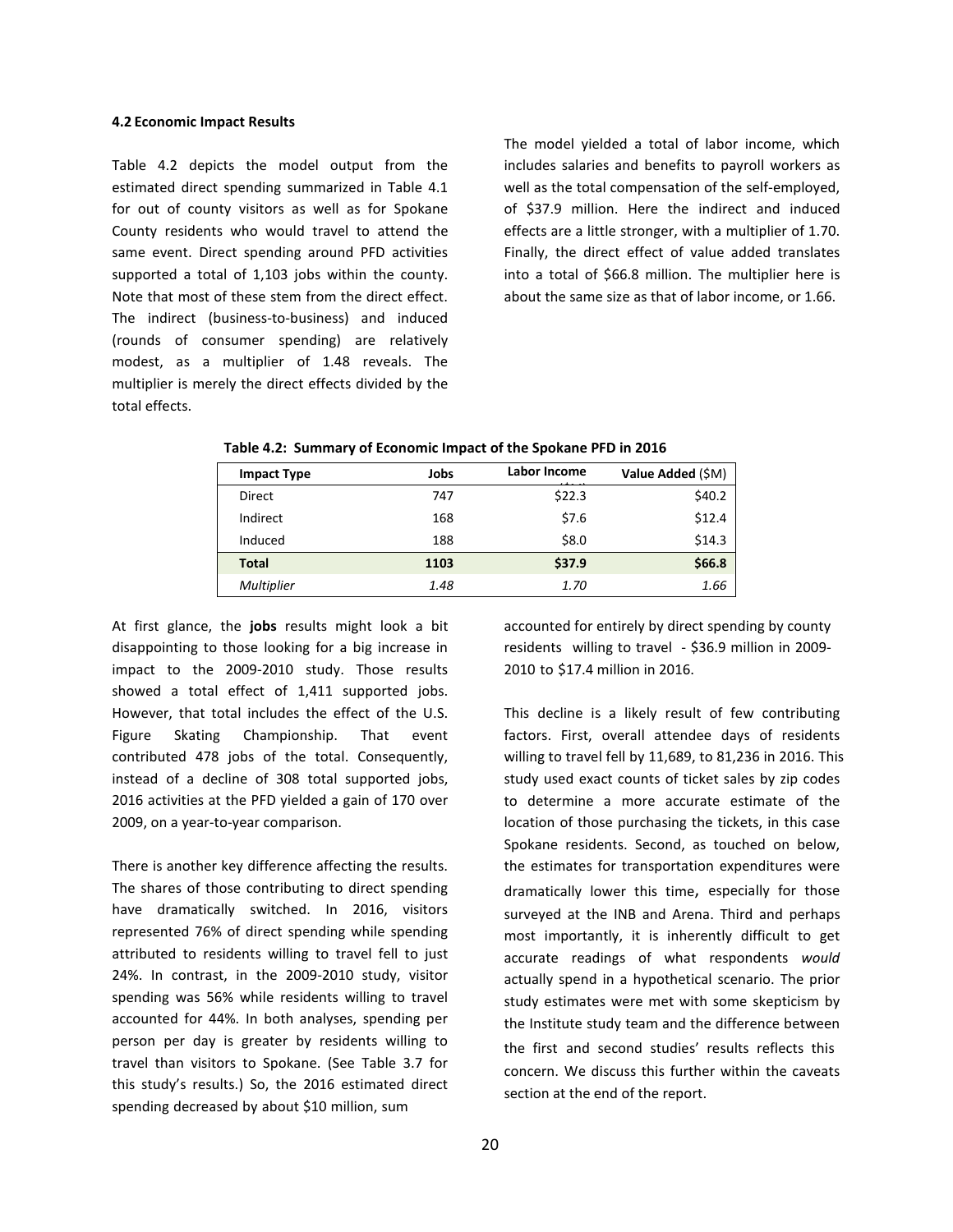### 4.2 Economic Impact Results

Table 4.2 depicts the model output from the estimated direct spending summarized in Table 4.1 for out of county visitors as well as for Spokane County residents who would travel to attend the same event. Direct spending around PFD activities supported a total of 1,103 jobs within the county. Note that most of these stem from the direct effect. The indirect (business-to-business) and induced (rounds of consumer spending) are relatively modest, as a multiplier of 1.48 reveals. The multiplier is merely the direct effects divided by the total effects.

The model yielded a total of labor income, which includes salaries and benefits to payroll workers as well as the total compensation of the self-employed, of $37.9 million. Here the indirect and induced effects are a little stronger, with a multiplier of 1.70. Finally, the direct effect of value added translates into a total of $66.8 million. The multiplier here is about the same size as that of labor income, or 1.66.

**Table 4.2: Summary of Economic Impact of the Spokane PFD in 2016**

| **Impact Type** | **Jobs** | **Labor Income** | **Value Added** ($M) |
|---|---|---|---|
| Direct | 747 | $22.3 | $40.2 |
| Indirect | 168 | $7.6 | $12.4 |
| Induced | 188 | $8.0 | $14.3 |
| **Total** | **1103** | **$37.9** | **$66.8** |
| *Multiplier* | *1.48* | *1.70* | *1.66* |

At first glance, the **jobs** results might look a bit disappointing to those looking for a big increase in impact to the 2009-2010 study. Those results showed a total effect of 1,411 supported jobs. However, that total includes the effect of the U.S. Figure Skating Championship. That event contributed 478 jobs of the total. Consequently, instead of a decline of 308 total supported jobs, 2016 activities at the PFD yielded a gain of 170 over 2009, on a year-to-year comparison.

There is another key difference affecting the results. The shares of those contributing to direct spending have dramatically switched. In 2016, visitors represented 76% of direct spending while spending attributed to residents willing to travel fell to just 24%. In contrast, in the 2009-2010 study, visitor spending was 56% while residents willing to travel accounted for 44%. In both analyses, spending per person per day is greater by residents willing to travel than visitors to Spokane. (See Table 3.7 for this study's results.) So, the 2016 estimated direct spending decreased by about $10 million, sum accounted for entirely by direct spending by county residents willing to travel - $36.9 million in 2009-2010 to $17.4 million in 2016.

This decline is a likely result of few contributing factors. First, overall attendee days of residents willing to travel fell by 11,689, to 81,236 in 2016. This study used exact counts of ticket sales by zip codes to determine a more accurate estimate of the location of those purchasing the tickets, in this case Spokane residents. Second, as touched on below, the estimates for transportation expenditures were dramatically lower this time, especially for those surveyed at the INB and Arena. Third and perhaps most importantly, it is inherently difficult to get accurate readings of what respondents *would* actually spend in a hypothetical scenario. The prior study estimates were met with some skepticism by the Institute study team and the difference between the first and second studies' results reflects this concern. We discuss this further within the caveats section at the end of the report.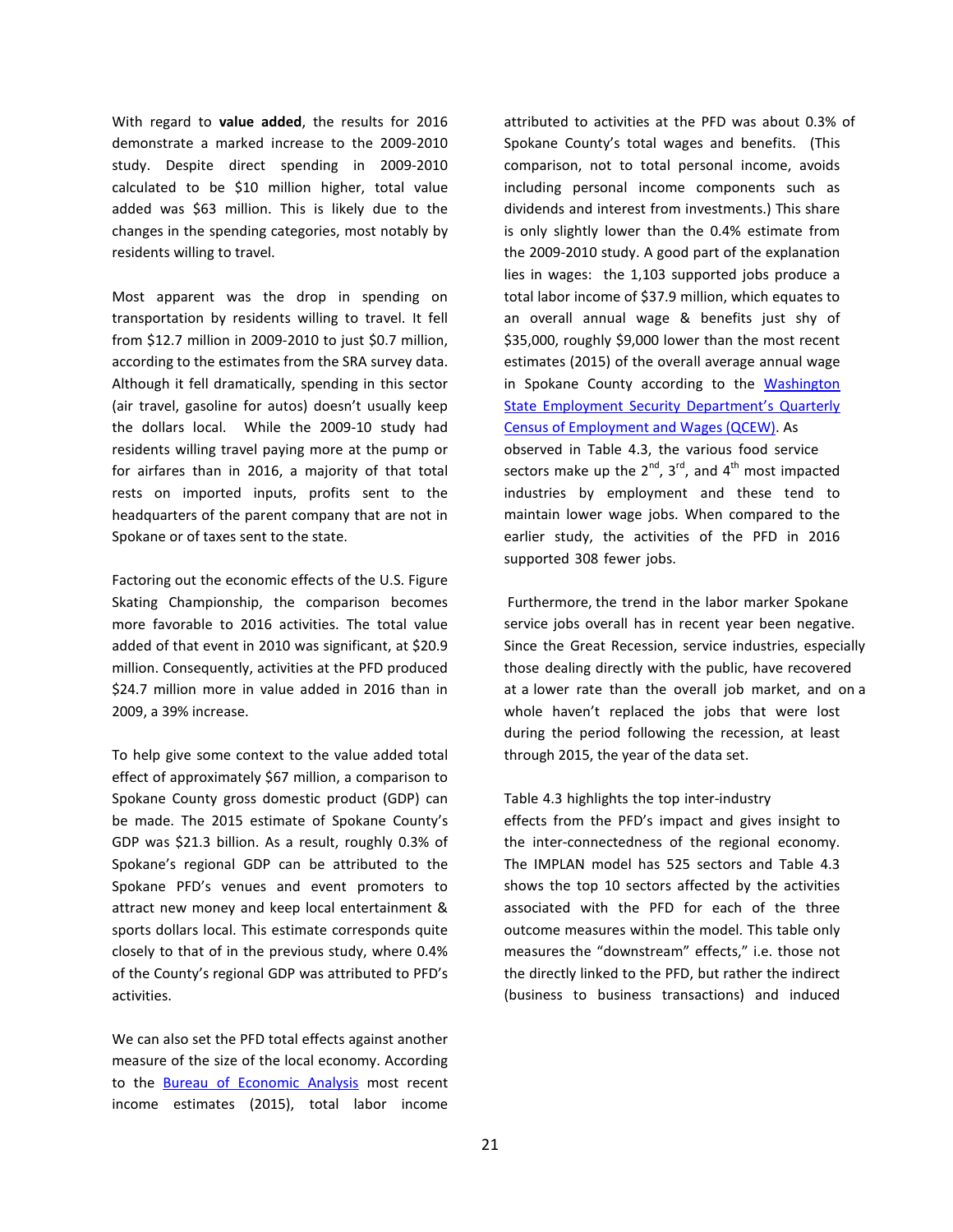With regard to **value added**, the results for 2016 demonstrate a marked increase to the 2009-2010 study. Despite direct spending in 2009-2010 calculated to be $10 million higher, total value added was $63 million. This is likely due to the changes in the spending categories, most notably by residents willing to travel.

Most apparent was the drop in spending on transportation by residents willing to travel. It fell from $12.7 million in 2009-2010 to just $0.7 million, according to the estimates from the SRA survey data. Although it fell dramatically, spending in this sector (air travel, gasoline for autos) doesn't usually keep the dollars local. While the 2009-10 study had residents willing travel paying more at the pump or for airfares than in 2016, a majority of that total rests on imported inputs, profits sent to the headquarters of the parent company that are not in Spokane or of taxes sent to the state.

Factoring out the economic effects of the U.S. Figure Skating Championship, the comparison becomes more favorable to 2016 activities. The total value added of that event in 2010 was significant, at $20.9 million. Consequently, activities at the PFD produced $24.7 million more in value added in 2016 than in 2009, a 39% increase.

To help give some context to the value added total effect of approximately $67 million, a comparison to Spokane County gross domestic product (GDP) can be made. The 2015 estimate of Spokane County's GDP was $21.3 billion. As a result, roughly 0.3% of Spokane's regional GDP can be attributed to the Spokane PFD's venues and event promoters to attract new money and keep local entertainment & sports dollars local. This estimate corresponds quite closely to that of in the previous study, where 0.4% of the County's regional GDP was attributed to PFD's activities.

We can also set the PFD total effects against another measure of the size of the local economy. According to the Bureau of Economic Analysis most recent income estimates (2015), total labor income attributed to activities at the PFD was about 0.3% of Spokane County's total wages and benefits. (This comparison, not to total personal income, avoids including personal income components such as dividends and interest from investments.) This share is only slightly lower than the 0.4% estimate from the 2009-2010 study. A good part of the explanation lies in wages: the 1,103 supported jobs produce a total labor income of $37.9 million, which equates to an overall annual wage & benefits just shy of $35,000, roughly $9,000 lower than the most recent estimates (2015) of the overall average annual wage in Spokane County according to the Washington State Employment Security Department's Quarterly Census of Employment and Wages (QCEW). As observed in Table 4.3, the various food service sectors make up the 2nd, 3rd, and 4th most impacted industries by employment and these tend to maintain lower wage jobs. When compared to the earlier study, the activities of the PFD in 2016 supported 308 fewer jobs.

Furthermore, the trend in the labor marker Spokane service jobs overall has in recent year been negative. Since the Great Recession, service industries, especially those dealing directly with the public, have recovered at a lower rate than the overall job market, and on a whole haven't replaced the jobs that were lost during the period following the recession, at least through 2015, the year of the data set.

Table 4.3 highlights the top inter-industry effects from the PFD's impact and gives insight to the inter-connectedness of the regional economy. The IMPLAN model has 525 sectors and Table 4.3 shows the top 10 sectors affected by the activities associated with the PFD for each of the three outcome measures within the model. This table only measures the "downstream" effects," i.e. those not the directly linked to the PFD, but rather the indirect (business to business transactions) and induced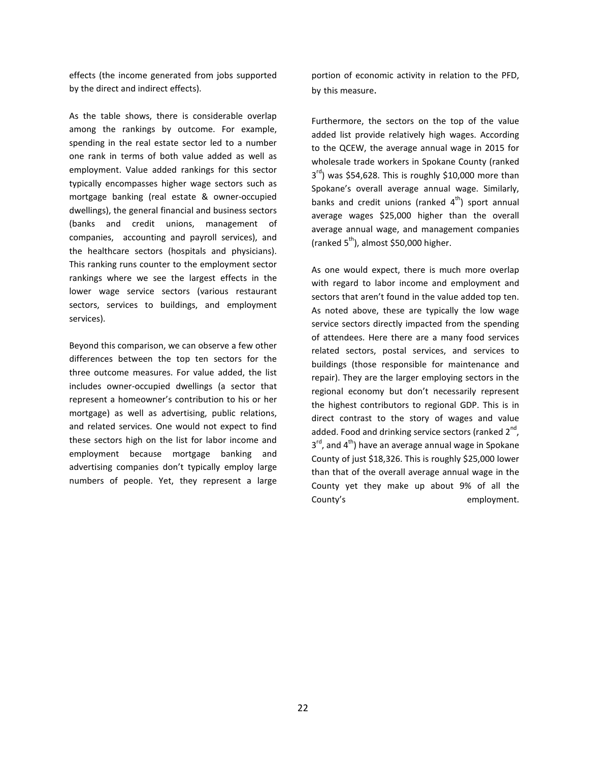effects (the income generated from jobs supported by the direct and indirect effects).

As the table shows, there is considerable overlap among the rankings by outcome. For example, spending in the real estate sector led to a number one rank in terms of both value added as well as employment. Value added rankings for this sector typically encompasses higher wage sectors such as mortgage banking (real estate & owner-occupied dwellings), the general financial and business sectors (banks and credit unions, management of companies, accounting and payroll services), and the healthcare sectors (hospitals and physicians). This ranking runs counter to the employment sector rankings where we see the largest effects in the lower wage service sectors (various restaurant sectors, services to buildings, and employment services).

Beyond this comparison, we can observe a few other differences between the top ten sectors for the three outcome measures. For value added, the list includes owner-occupied dwellings (a sector that represent a homeowner's contribution to his or her mortgage) as well as advertising, public relations, and related services. One would not expect to find these sectors high on the list for labor income and employment because mortgage banking and advertising companies don't typically employ large numbers of people. Yet, they represent a large portion of economic activity in relation to the PFD, by this measure.

Furthermore, the sectors on the top of the value added list provide relatively high wages. According to the QCEW, the average annual wage in 2015 for wholesale trade workers in Spokane County (ranked 3rd) was $54,628. This is roughly $10,000 more than Spokane's overall average annual wage. Similarly, banks and credit unions (ranked 4th) sport annual average wages $25,000 higher than the overall average annual wage, and management companies (ranked 5th), almost $50,000 higher.

As one would expect, there is much more overlap with regard to labor income and employment and sectors that aren't found in the value added top ten. As noted above, these are typically the low wage service sectors directly impacted from the spending of attendees. Here there are a many food services related sectors, postal services, and services to buildings (those responsible for maintenance and repair). They are the larger employing sectors in the regional economy but don't necessarily represent the highest contributors to regional GDP. This is in direct contrast to the story of wages and value added. Food and drinking service sectors (ranked 2nd, 3rd, and 4th) have an average annual wage in Spokane County of just $18,326. This is roughly $25,000 lower than that of the overall average annual wage in the County yet they make up about 9% of all the County's employment.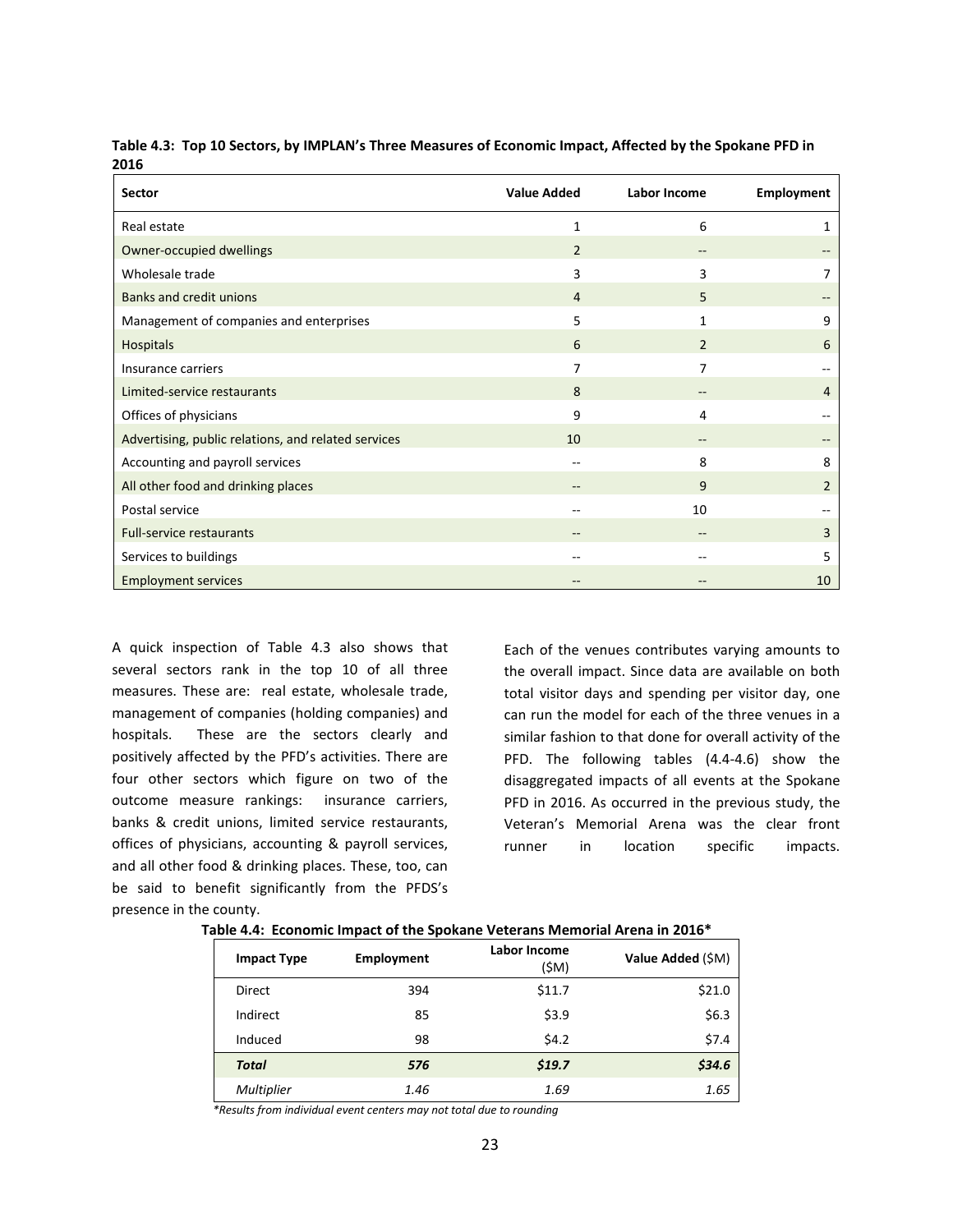**Table 4.3: Top 10 Sectors, by IMPLAN's Three Measures of Economic Impact, Affected by the Spokane PFD in 2016**

| Sector | Value Added | Labor Income | Employment |
|---|---|---|---|
| Real estate | 1 | 6 | 1 |
| Owner-occupied dwellings | 2 | -- | -- |
| Wholesale trade | 3 | 3 | 7 |
| Banks and credit unions | 4 | 5 | -- |
| Management of companies and enterprises | 5 | 1 | 9 |
| Hospitals | 6 | 2 | 6 |
| Insurance carriers | 7 | 7 | -- |
| Limited-service restaurants | 8 | -- | 4 |
| Offices of physicians | 9 | 4 | -- |
| Advertising, public relations, and related services | 10 | -- | -- |
| Accounting and payroll services | -- | 8 | 8 |
| All other food and drinking places | -- | 9 | 2 |
| Postal service | -- | 10 | -- |
| Full-service restaurants | -- | -- | 3 |
| Services to buildings | -- | -- | 5 |
| Employment services | -- | -- | 10 |

A quick inspection of Table 4.3 also shows that several sectors rank in the top 10 of all three measures. These are: real estate, wholesale trade, management of companies (holding companies) and hospitals. These are the sectors clearly and positively affected by the PFD's activities. There are four other sectors which figure on two of the outcome measure rankings: insurance carriers, banks & credit unions, limited service restaurants, offices of physicians, accounting & payroll services, and all other food & drinking places. These, too, can be said to benefit significantly from the PFDS's presence in the county.

Each of the venues contributes varying amounts to the overall impact. Since data are available on both total visitor days and spending per visitor day, one can run the model for each of the three venues in a similar fashion to that done for overall activity of the PFD. The following tables (4.4-4.6) show the disaggregated impacts of all events at the Spokane PFD in 2016. As occurred in the previous study, the Veteran's Memorial Arena was the clear front runner in location specific impacts.

**Table 4.4: Economic Impact of the Spokane Veterans Memorial Arena in 2016***

| Impact Type | Employment | Labor Income ($M) | Value Added ($M) |
|---|---|---|---|
| Direct | 394 | $11.7 | $21.0 |
| Indirect | 85 | $3.9 | $6.3 |
| Induced | 98 | $4.2 | $7.4 |
| ***Total*** | ***576*** | ***$19.7*** | ***$34.6*** |
| *Multiplier* | *1.46* | *1.69* | *1.65* |

*\*Results from individual event centers may not total due to rounding*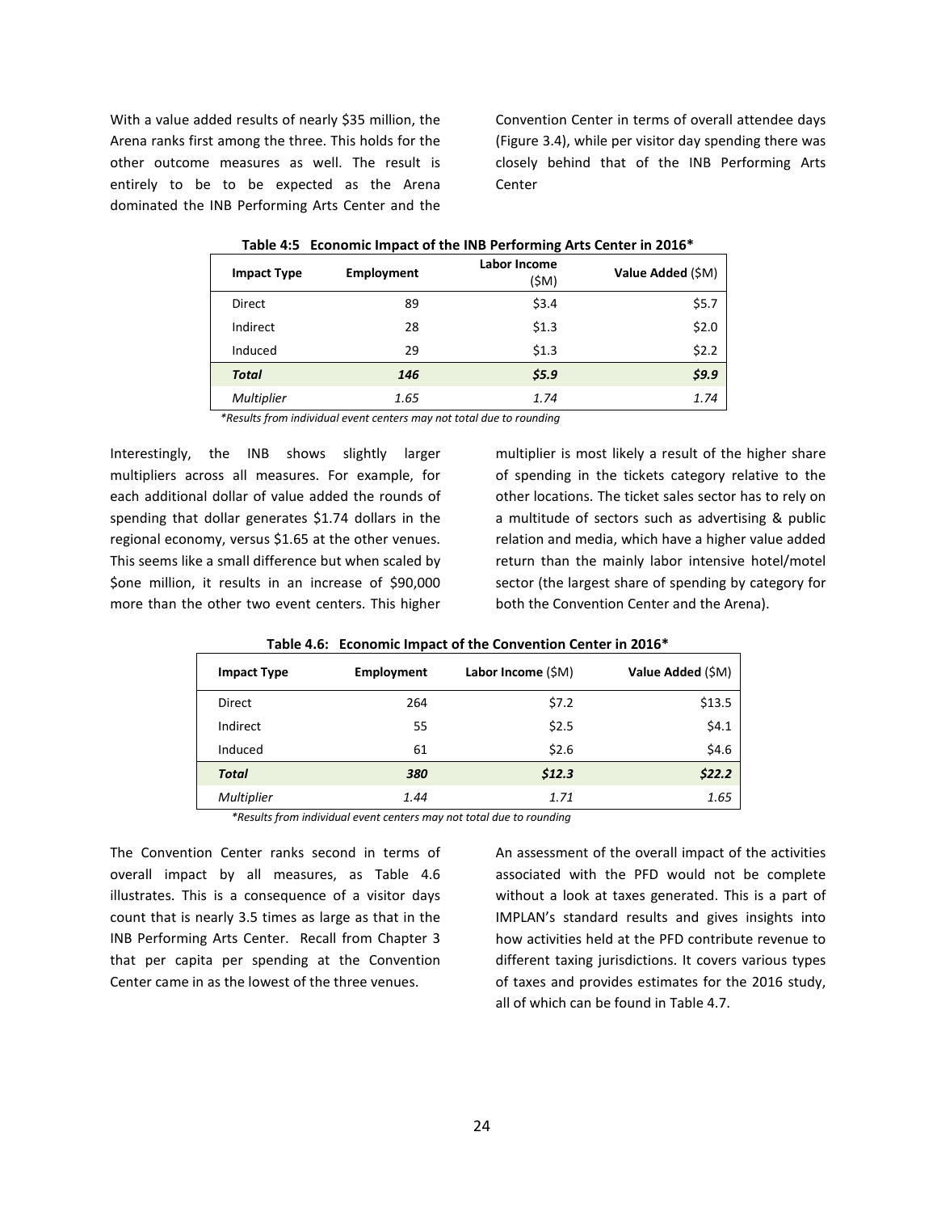With a value added results of nearly $35 million, the Arena ranks first among the three. This holds for the other outcome measures as well. The result is entirely to be to be expected as the Arena dominated the INB Performing Arts Center and the Convention Center in terms of overall attendee days (Figure 3.4), while per visitor day spending there was closely behind that of the INB Performing Arts Center

**Table 4:5 Economic Impact of the INB Performing Arts Center in 2016***

| Impact Type | Employment | Labor Income ($M) | Value Added ($M) |
|---|---|---|---|
| Direct | 89 | $3.4 | $5.7 |
| Indirect | 28 | $1.3 | $2.0 |
| Induced | 29 | $1.3 | $2.2 |
| ***Total*** | ***146*** | ***$5.9*** | ***$9.9*** |
| *Multiplier* | *1.65* | *1.74* | *1.74* |

*\*Results from individual event centers may not total due to rounding*

Interestingly, the INB shows slightly larger multipliers across all measures. For example, for each additional dollar of value added the rounds of spending that dollar generates $1.74 dollars in the regional economy, versus $1.65 at the other venues. This seems like a small difference but when scaled by $one million, it results in an increase of $90,000 more than the other two event centers. This higher multiplier is most likely a result of the higher share of spending in the tickets category relative to the other locations. The ticket sales sector has to rely on a multitude of sectors such as advertising & public relation and media, which have a higher value added return than the mainly labor intensive hotel/motel sector (the largest share of spending by category for both the Convention Center and the Arena).

**Table 4.6: Economic Impact of the Convention Center in 2016***

| Impact Type | Employment | Labor Income ($M) | Value Added ($M) |
|---|---|---|---|
| Direct | 264 | $7.2 | $13.5 |
| Indirect | 55 | $2.5 | $4.1 |
| Induced | 61 | $2.6 | $4.6 |
| ***Total*** | ***380*** | ***$12.3*** | ***$22.2*** |
| *Multiplier* | *1.44* | *1.71* | *1.65* |

*\*Results from individual event centers may not total due to rounding*

The Convention Center ranks second in terms of overall impact by all measures, as Table 4.6 illustrates. This is a consequence of a visitor days count that is nearly 3.5 times as large as that in the INB Performing Arts Center. Recall from Chapter 3 that per capita per spending at the Convention Center came in as the lowest of the three venues.

An assessment of the overall impact of the activities associated with the PFD would not be complete without a look at taxes generated. This is a part of IMPLAN's standard results and gives insights into how activities held at the PFD contribute revenue to different taxing jurisdictions. It covers various types of taxes and provides estimates for the 2016 study, all of which can be found in Table 4.7.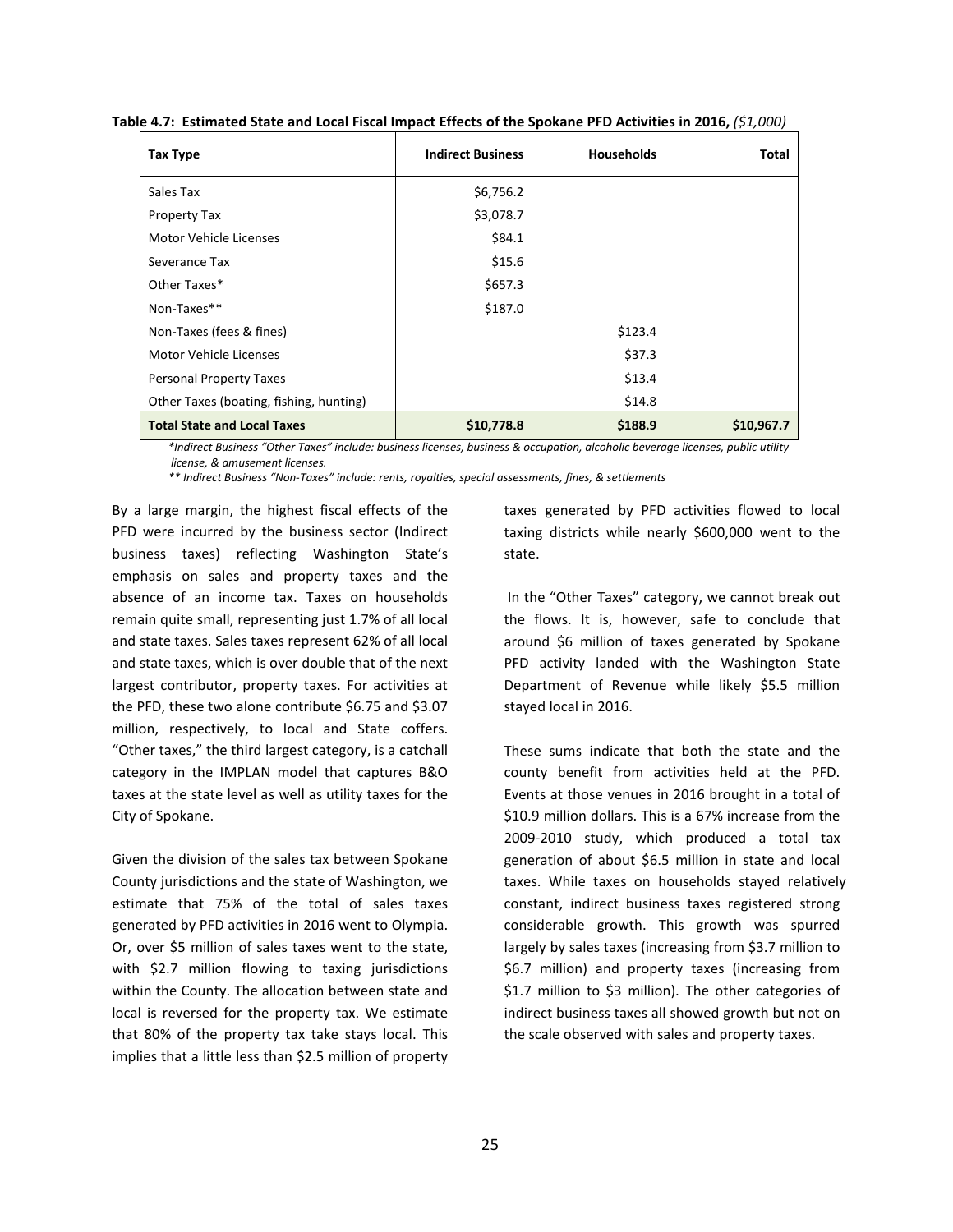**Table 4.7: Estimated State and Local Fiscal Impact Effects of the Spokane PFD Activities in 2016,** *($1,000)*

| Tax Type | Indirect Business | Households | Total |
|---|---|---|---|
| Sales Tax | $6,756.2 | | |
| Property Tax | $3,078.7 | | |
| Motor Vehicle Licenses | $84.1 | | |
| Severance Tax | $15.6 | | |
| Other Taxes* | $657.3 | | |
| Non-Taxes** | $187.0 | | |
| Non-Taxes (fees & fines) | | $123.4 | |
| Motor Vehicle Licenses | | $37.3 | |
| Personal Property Taxes | | $13.4 | |
| Other Taxes (boating, fishing, hunting) | | $14.8 | |
| **Total State and Local Taxes** | **$10,778.8** | **$188.9** | **$10,967.7** |

*\*Indirect Business "Other Taxes" include: business licenses, business & occupation, alcoholic beverage licenses, public utility license, & amusement licenses.*

*\*\* Indirect Business "Non-Taxes" include: rents, royalties, special assessments, fines, & settlements*

By a large margin, the highest fiscal effects of the PFD were incurred by the business sector (Indirect business taxes) reflecting Washington State's emphasis on sales and property taxes and the absence of an income tax. Taxes on households remain quite small, representing just 1.7% of all local and state taxes. Sales taxes represent 62% of all local and state taxes, which is over double that of the next largest contributor, property taxes. For activities at the PFD, these two alone contribute $6.75 and $3.07 million, respectively, to local and State coffers. "Other taxes," the third largest category, is a catchall category in the IMPLAN model that captures B&O taxes at the state level as well as utility taxes for the City of Spokane.

Given the division of the sales tax between Spokane County jurisdictions and the state of Washington, we estimate that 75% of the total of sales taxes generated by PFD activities in 2016 went to Olympia. Or, over $5 million of sales taxes went to the state, with $2.7 million flowing to taxing jurisdictions within the County. The allocation between state and local is reversed for the property tax. We estimate that 80% of the property tax take stays local. This implies that a little less than $2.5 million of property taxes generated by PFD activities flowed to local taxing districts while nearly $600,000 went to the state.

In the "Other Taxes" category, we cannot break out the flows. It is, however, safe to conclude that around $6 million of taxes generated by Spokane PFD activity landed with the Washington State Department of Revenue while likely $5.5 million stayed local in 2016.

These sums indicate that both the state and the county benefit from activities held at the PFD. Events at those venues in 2016 brought in a total of $10.9 million dollars. This is a 67% increase from the 2009-2010 study, which produced a total tax generation of about $6.5 million in state and local taxes. While taxes on households stayed relatively constant, indirect business taxes registered strong considerable growth. This growth was spurred largely by sales taxes (increasing from $3.7 million to $6.7 million) and property taxes (increasing from $1.7 million to $3 million). The other categories of indirect business taxes all showed growth but not on the scale observed with sales and property taxes.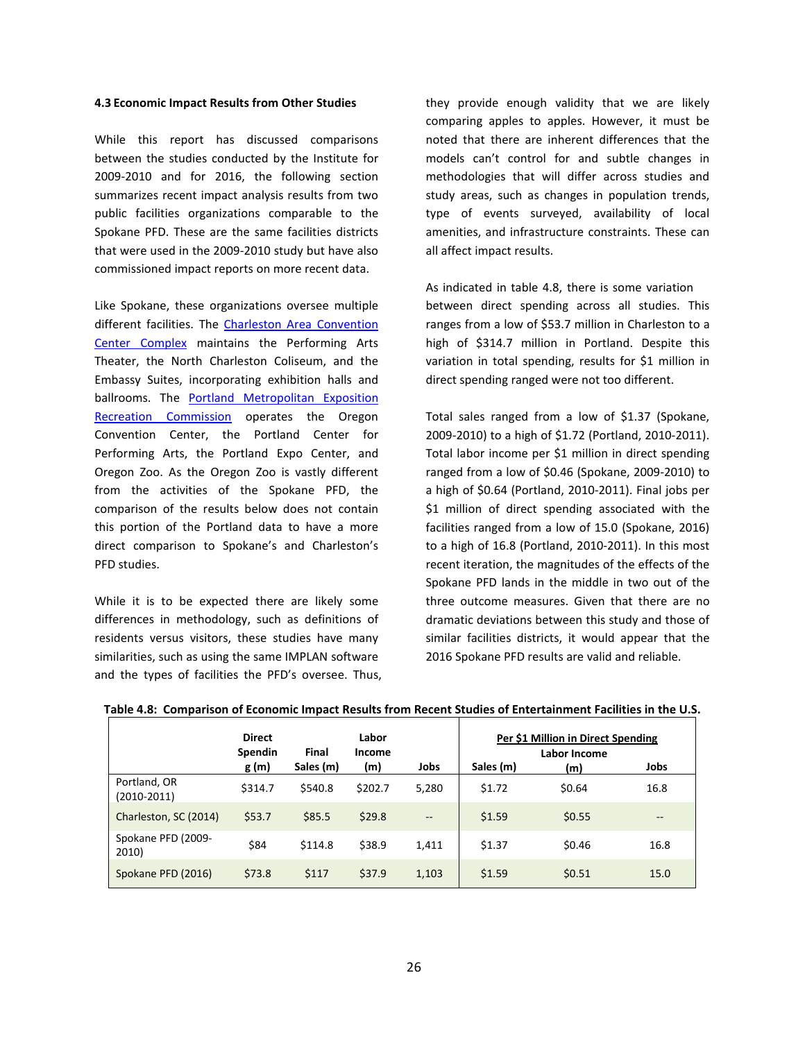### 4.3 Economic Impact Results from Other Studies

While this report has discussed comparisons between the studies conducted by the Institute for 2009-2010 and for 2016, the following section summarizes recent impact analysis results from two public facilities organizations comparable to the Spokane PFD. These are the same facilities districts that were used in the 2009-2010 study but have also commissioned impact reports on more recent data.

Like Spokane, these organizations oversee multiple different facilities. The Charleston Area Convention Center Complex maintains the Performing Arts Theater, the North Charleston Coliseum, and the Embassy Suites, incorporating exhibition halls and ballrooms. The Portland Metropolitan Exposition Recreation Commission operates the Oregon Convention Center, the Portland Center for Performing Arts, the Portland Expo Center, and Oregon Zoo. As the Oregon Zoo is vastly different from the activities of the Spokane PFD, the comparison of the results below does not contain this portion of the Portland data to have a more direct comparison to Spokane's and Charleston's PFD studies.

While it is to be expected there are likely some differences in methodology, such as definitions of residents versus visitors, these studies have many similarities, such as using the same IMPLAN software and the types of facilities the PFD's oversee. Thus, they provide enough validity that we are likely comparing apples to apples. However, it must be noted that there are inherent differences that the models can't control for and subtle changes in methodologies that will differ across studies and study areas, such as changes in population trends, type of events surveyed, availability of local amenities, and infrastructure constraints. These can all affect impact results.

As indicated in table 4.8, there is some variation between direct spending across all studies. This ranges from a low of $53.7 million in Charleston to a high of $314.7 million in Portland. Despite this variation in total spending, results for $1 million in direct spending ranged were not too different.

Total sales ranged from a low of $1.37 (Spokane, 2009-2010) to a high of $1.72 (Portland, 2010-2011). Total labor income per $1 million in direct spending ranged from a low of $0.46 (Spokane, 2009-2010) to a high of $0.64 (Portland, 2010-2011). Final jobs per $1 million of direct spending associated with the facilities ranged from a low of 15.0 (Spokane, 2016) to a high of 16.8 (Portland, 2010-2011). In this most recent iteration, the magnitudes of the effects of the Spokane PFD lands in the middle in two out of the three outcome measures. Given that there are no dramatic deviations between this study and those of similar facilities districts, it would appear that the 2016 Spokane PFD results are valid and reliable.

**Table 4.8: Comparison of Economic Impact Results from Recent Studies of Entertainment Facilities in the U.S.**

| | Direct Spending (m) | Final Sales (m) | Labor Income (m) | Jobs | Per $1 Million in Direct Spending | | |
|---|---|---|---|---|---|---|---|
| | | | | | Sales (m) | Labor Income (m) | Jobs |
| Portland, OR (2010-2011) | $314.7 | $540.8 | $202.7 | 5,280 | $1.72 | $0.64 | 16.8 |
| Charleston, SC (2014) | $53.7 | $85.5 | $29.8 | -- | $1.59 | $0.55 | -- |
| Spokane PFD (2009-2010) | $84 | $114.8 | $38.9 | 1,411 | $1.37 | $0.46 | 16.8 |
| Spokane PFD (2016) | $73.8 | $117 | $37.9 | 1,103 | $1.59 | $0.51 | 15.0 |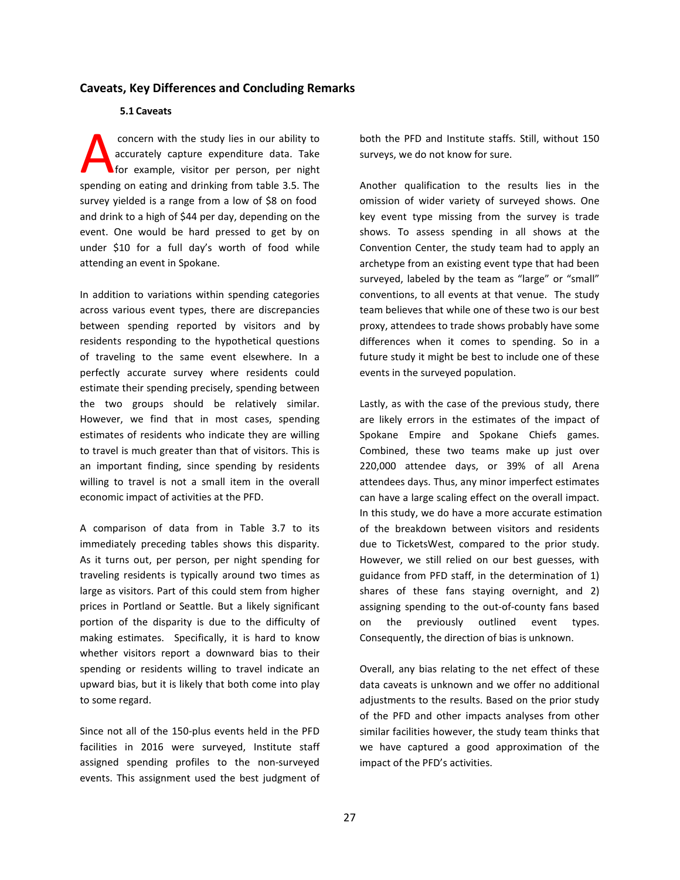## Caveats, Key Differences and Concluding Remarks

### 5.1 Caveats

A concern with the study lies in our ability to accurately capture expenditure data. Take for example, visitor per person, per night spending on eating and drinking from table 3.5. The survey yielded is a range from a low of $8 on food and drink to a high of $44 per day, depending on the event. One would be hard pressed to get by on under $10 for a full day's worth of food while attending an event in Spokane.

In addition to variations within spending categories across various event types, there are discrepancies between spending reported by visitors and by residents responding to the hypothetical questions of traveling to the same event elsewhere. In a perfectly accurate survey where residents could estimate their spending precisely, spending between the two groups should be relatively similar. However, we find that in most cases, spending estimates of residents who indicate they are willing to travel is much greater than that of visitors. This is an important finding, since spending by residents willing to travel is not a small item in the overall economic impact of activities at the PFD.

A comparison of data from in Table 3.7 to its immediately preceding tables shows this disparity. As it turns out, per person, per night spending for traveling residents is typically around two times as large as visitors. Part of this could stem from higher prices in Portland or Seattle. But a likely significant portion of the disparity is due to the difficulty of making estimates. Specifically, it is hard to know whether visitors report a downward bias to their spending or residents willing to travel indicate an upward bias, but it is likely that both come into play to some regard.

Since not all of the 150-plus events held in the PFD facilities in 2016 were surveyed, Institute staff assigned spending profiles to the non-surveyed events. This assignment used the best judgment of both the PFD and Institute staffs. Still, without 150 surveys, we do not know for sure.

Another qualification to the results lies in the omission of wider variety of surveyed shows. One key event type missing from the survey is trade shows. To assess spending in all shows at the Convention Center, the study team had to apply an archetype from an existing event type that had been surveyed, labeled by the team as "large" or "small" conventions, to all events at that venue. The study team believes that while one of these two is our best proxy, attendees to trade shows probably have some differences when it comes to spending. So in a future study it might be best to include one of these events in the surveyed population.

Lastly, as with the case of the previous study, there are likely errors in the estimates of the impact of Spokane Empire and Spokane Chiefs games. Combined, these two teams make up just over 220,000 attendee days, or 39% of all Arena attendees days. Thus, any minor imperfect estimates can have a large scaling effect on the overall impact. In this study, we do have a more accurate estimation of the breakdown between visitors and residents due to TicketsWest, compared to the prior study. However, we still relied on our best guesses, with guidance from PFD staff, in the determination of 1) shares of these fans staying overnight, and 2) assigning spending to the out-of-county fans based on the previously outlined event types. Consequently, the direction of bias is unknown.

Overall, any bias relating to the net effect of these data caveats is unknown and we offer no additional adjustments to the results. Based on the prior study of the PFD and other impacts analyses from other similar facilities however, the study team thinks that we have captured a good approximation of the impact of the PFD's activities.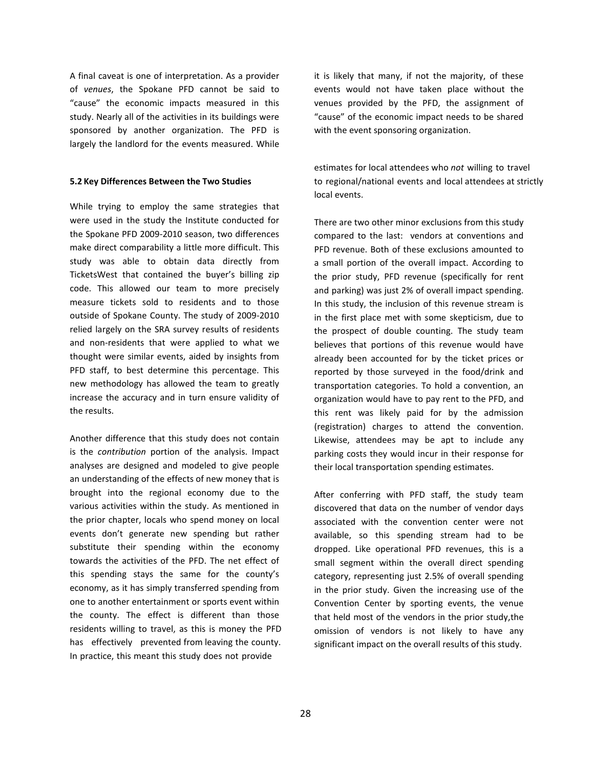A final caveat is one of interpretation. As a provider of *venues*, the Spokane PFD cannot be said to "cause" the economic impacts measured in this study. Nearly all of the activities in its buildings were sponsored by another organization. The PFD is largely the landlord for the events measured. While it is likely that many, if not the majority, of these events would not have taken place without the venues provided by the PFD, the assignment of "cause" of the economic impact needs to be shared with the event sponsoring organization.

**5.2 Key Differences Between the Two Studies**

While trying to employ the same strategies that were used in the study the Institute conducted for the Spokane PFD 2009-2010 season, two differences make direct comparability a little more difficult. This study was able to obtain data directly from TicketsWest that contained the buyer's billing zip code. This allowed our team to more precisely measure tickets sold to residents and to those outside of Spokane County. The study of 2009-2010 relied largely on the SRA survey results of residents and non-residents that were applied to what we thought were similar events, aided by insights from PFD staff, to best determine this percentage. This new methodology has allowed the team to greatly increase the accuracy and in turn ensure validity of the results.

Another difference that this study does not contain is the *contribution* portion of the analysis. Impact analyses are designed and modeled to give people an understanding of the effects of new money that is brought into the regional economy due to the various activities within the study. As mentioned in the prior chapter, locals who spend money on local events don't generate new spending but rather substitute their spending within the economy towards the activities of the PFD. The net effect of this spending stays the same for the county's economy, as it has simply transferred spending from one to another entertainment or sports event within the county. The effect is different than those residents willing to travel, as this is money the PFD has effectively prevented from leaving the county. In practice, this meant this study does not provide estimates for local attendees who *not* willing to travel to regional/national events and local attendees at strictly local events.

There are two other minor exclusions from this study compared to the last: vendors at conventions and PFD revenue. Both of these exclusions amounted to a small portion of the overall impact. According to the prior study, PFD revenue (specifically for rent and parking) was just 2% of overall impact spending. In this study, the inclusion of this revenue stream is in the first place met with some skepticism, due to the prospect of double counting. The study team believes that portions of this revenue would have already been accounted for by the ticket prices or reported by those surveyed in the food/drink and transportation categories. To hold a convention, an organization would have to pay rent to the PFD, and this rent was likely paid for by the admission (registration) charges to attend the convention. Likewise, attendees may be apt to include any parking costs they would incur in their response for their local transportation spending estimates.

After conferring with PFD staff, the study team discovered that data on the number of vendor days associated with the convention center were not available, so this spending stream had to be dropped. Like operational PFD revenues, this is a small segment within the overall direct spending category, representing just 2.5% of overall spending in the prior study. Given the increasing use of the Convention Center by sporting events, the venue that held most of the vendors in the prior study,the omission of vendors is not likely to have any significant impact on the overall results of this study.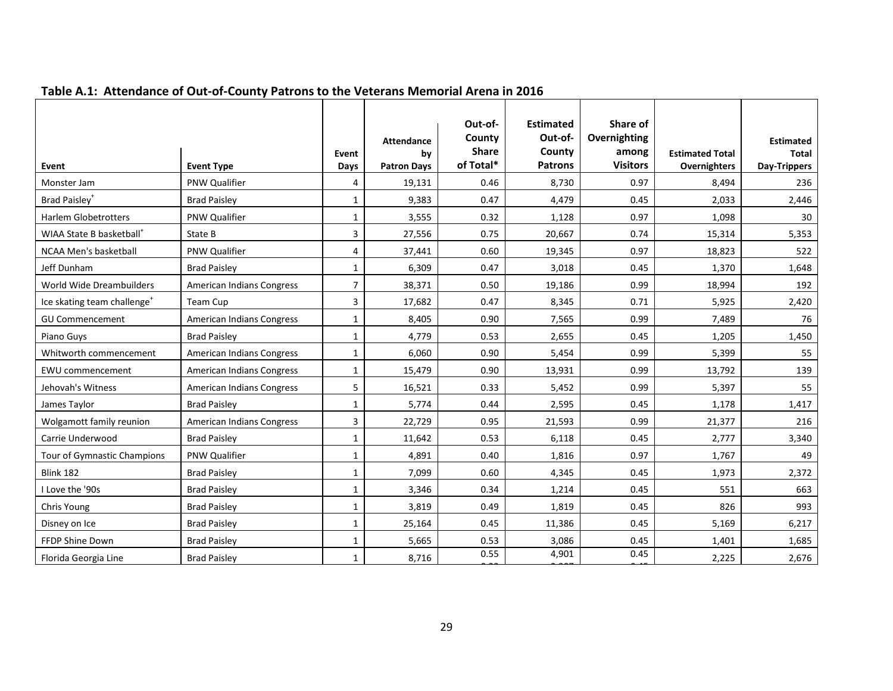## Table A.1: Attendance of Out-of-County Patrons to the Veterans Memorial Arena in 2016

| Event | Event Type | Event Days | Attendance by Patron Days | Out-of-County Share of Total* | Estimated Out-of-County Patrons | Share of Overnighting among Visitors | Estimated Total Overnighters | Estimated Total Day-Trippers |
|---|---|---|---|---|---|---|---|---|
| Monster Jam | PNW Qualifier | 4 | 19,131 | 0.46 | 8,730 | 0.97 | 8,494 | 236 |
| Brad Paisley[+] | Brad Paisley | 1 | 9,383 | 0.47 | 4,479 | 0.45 | 2,033 | 2,446 |
| Harlem Globetrotters | PNW Qualifier | 1 | 3,555 | 0.32 | 1,128 | 0.97 | 1,098 | 30 |
| WIAA State B basketball[+] | State B | 3 | 27,556 | 0.75 | 20,667 | 0.74 | 15,314 | 5,353 |
| NCAA Men's basketball | PNW Qualifier | 4 | 37,441 | 0.60 | 19,345 | 0.97 | 18,823 | 522 |
| Jeff Dunham | Brad Paisley | 1 | 6,309 | 0.47 | 3,018 | 0.45 | 1,370 | 1,648 |
| World Wide Dreambuilders | American Indians Congress | 7 | 38,371 | 0.50 | 19,186 | 0.99 | 18,994 | 192 |
| Ice skating team challenge[+] | Team Cup | 3 | 17,682 | 0.47 | 8,345 | 0.71 | 5,925 | 2,420 |
| GU Commencement | American Indians Congress | 1 | 8,405 | 0.90 | 7,565 | 0.99 | 7,489 | 76 |
| Piano Guys | Brad Paisley | 1 | 4,779 | 0.53 | 2,655 | 0.45 | 1,205 | 1,450 |
| Whitworth commencement | American Indians Congress | 1 | 6,060 | 0.90 | 5,454 | 0.99 | 5,399 | 55 |
| EWU commencement | American Indians Congress | 1 | 15,479 | 0.90 | 13,931 | 0.99 | 13,792 | 139 |
| Jehovah's Witness | American Indians Congress | 5 | 16,521 | 0.33 | 5,452 | 0.99 | 5,397 | 55 |
| James Taylor | Brad Paisley | 1 | 5,774 | 0.44 | 2,595 | 0.45 | 1,178 | 1,417 |
| Wolgamott family reunion | American Indians Congress | 3 | 22,729 | 0.95 | 21,593 | 0.99 | 21,377 | 216 |
| Carrie Underwood | Brad Paisley | 1 | 11,642 | 0.53 | 6,118 | 0.45 | 2,777 | 3,340 |
| Tour of Gymnastic Champions | PNW Qualifier | 1 | 4,891 | 0.40 | 1,816 | 0.97 | 1,767 | 49 |
| Blink 182 | Brad Paisley | 1 | 7,099 | 0.60 | 4,345 | 0.45 | 1,973 | 2,372 |
| I Love the '90s | Brad Paisley | 1 | 3,346 | 0.34 | 1,214 | 0.45 | 551 | 663 |
| Chris Young | Brad Paisley | 1 | 3,819 | 0.49 | 1,819 | 0.45 | 826 | 993 |
| Disney on Ice | Brad Paisley | 1 | 25,164 | 0.45 | 11,386 | 0.45 | 5,169 | 6,217 |
| FFDP Shine Down | Brad Paisley | 1 | 5,665 | 0.53 | 3,086 | 0.45 | 1,401 | 1,685 |
| Florida Georgia Line | Brad Paisley | 1 | 8,716 | 0.55 | 4,901 | 0.45 | 2,225 | 2,676 |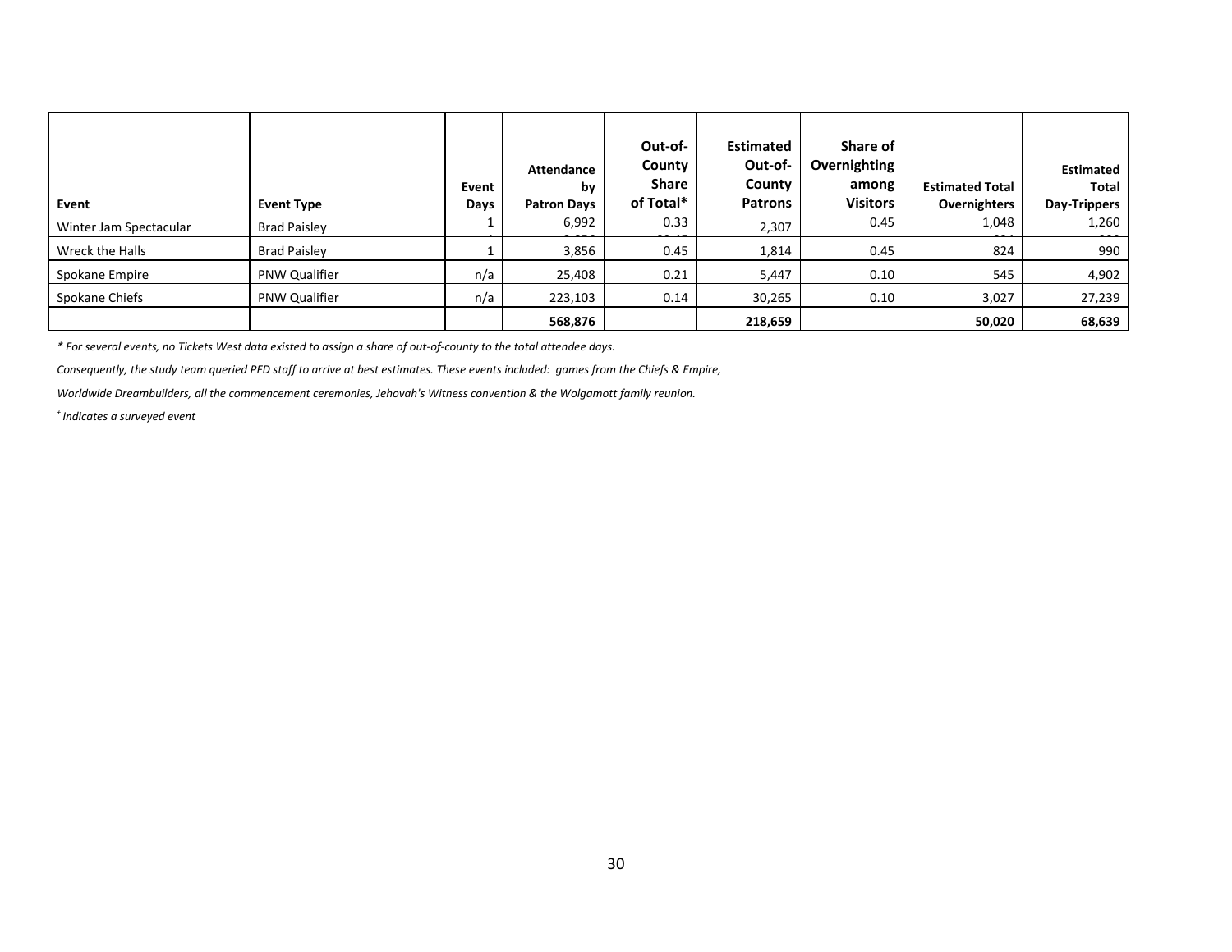| Event | Event Type | Event Days | Attendance by Patron Days | Out-of-County Share of Total* | Estimated Out-of-County Patrons | Share of Overnighting among Visitors | Estimated Total Overnighters | Estimated Total Day-Trippers |
|---|---|---|---|---|---|---|---|---|
| Winter Jam Spectacular | Brad Paisley | 1 | 6,992 | 0.33 | 2,307 | 0.45 | 1,048 | 1,260 |
| Wreck the Halls | Brad Paisley | 1 | 3,856 | 0.45 | 1,814 | 0.45 | 824 | 990 |
| Spokane Empire | PNW Qualifier | n/a | 25,408 | 0.21 | 5,447 | 0.10 | 545 | 4,902 |
| Spokane Chiefs | PNW Qualifier | n/a | 223,103 | 0.14 | 30,265 | 0.10 | 3,027 | 27,239 |
| | | | **568,876** | | **218,659** | | **50,020** | **68,639** |

*\* For several events, no Tickets West data existed to assign a share of out-of-county to the total attendee days.*

*Consequently, the study team queried PFD staff to arrive at best estimates. These events included: games from the Chiefs & Empire,*

*Worldwide Dreambuilders, all the commencement ceremonies, Jehovah's Witness convention & the Wolgamott family reunion.*

*+ Indicates a surveyed event*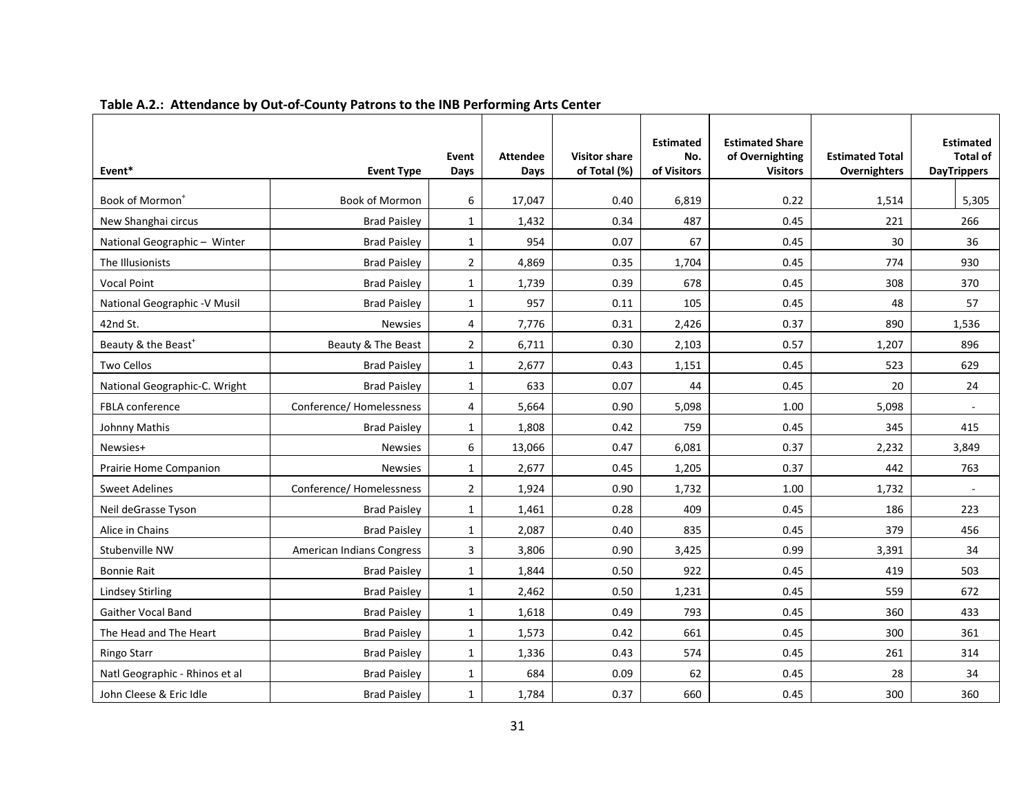**Table A.2.: Attendance by Out-of-County Patrons to the INB Performing Arts Center**

| Event* | Event Type | Event Days | Attendee Days | Visitor share of Total (%) | Estimated No. of Visitors | Estimated Share of Overnighting Visitors | Estimated Total Overnighters | Estimated Total of DayTrippers |
|---|---|---|---|---|---|---|---|---|
| Book of Mormon+ | Book of Mormon | 6 | 17,047 | 0.40 | 6,819 | 0.22 | 1,514 | 5,305 |
| New Shanghai circus | Brad Paisley | 1 | 1,432 | 0.34 | 487 | 0.45 | 221 | 266 |
| National Geographic – Winter | Brad Paisley | 1 | 954 | 0.07 | 67 | 0.45 | 30 | 36 |
| The Illusionists | Brad Paisley | 2 | 4,869 | 0.35 | 1,704 | 0.45 | 774 | 930 |
| Vocal Point | Brad Paisley | 1 | 1,739 | 0.39 | 678 | 0.45 | 308 | 370 |
| National Geographic -V Musil | Brad Paisley | 1 | 957 | 0.11 | 105 | 0.45 | 48 | 57 |
| 42nd St. | Newsies | 4 | 7,776 | 0.31 | 2,426 | 0.37 | 890 | 1,536 |
| Beauty & the Beast+ | Beauty & The Beast | 2 | 6,711 | 0.30 | 2,103 | 0.57 | 1,207 | 896 |
| Two Cellos | Brad Paisley | 1 | 2,677 | 0.43 | 1,151 | 0.45 | 523 | 629 |
| National Geographic-C. Wright | Brad Paisley | 1 | 633 | 0.07 | 44 | 0.45 | 20 | 24 |
| FBLA conference | Conference/ Homelessness | 4 | 5,664 | 0.90 | 5,098 | 1.00 | 5,098 | - |
| Johnny Mathis | Brad Paisley | 1 | 1,808 | 0.42 | 759 | 0.45 | 345 | 415 |
| Newsies+ | Newsies | 6 | 13,066 | 0.47 | 6,081 | 0.37 | 2,232 | 3,849 |
| Prairie Home Companion | Newsies | 1 | 2,677 | 0.45 | 1,205 | 0.37 | 442 | 763 |
| Sweet Adelines | Conference/ Homelessness | 2 | 1,924 | 0.90 | 1,732 | 1.00 | 1,732 | - |
| Neil deGrasse Tyson | Brad Paisley | 1 | 1,461 | 0.28 | 409 | 0.45 | 186 | 223 |
| Alice in Chains | Brad Paisley | 1 | 2,087 | 0.40 | 835 | 0.45 | 379 | 456 |
| Stubenville NW | American Indians Congress | 3 | 3,806 | 0.90 | 3,425 | 0.99 | 3,391 | 34 |
| Bonnie Rait | Brad Paisley | 1 | 1,844 | 0.50 | 922 | 0.45 | 419 | 503 |
| Lindsey Stirling | Brad Paisley | 1 | 2,462 | 0.50 | 1,231 | 0.45 | 559 | 672 |
| Gaither Vocal Band | Brad Paisley | 1 | 1,618 | 0.49 | 793 | 0.45 | 360 | 433 |
| The Head and The Heart | Brad Paisley | 1 | 1,573 | 0.42 | 661 | 0.45 | 300 | 361 |
| Ringo Starr | Brad Paisley | 1 | 1,336 | 0.43 | 574 | 0.45 | 261 | 314 |
| Natl Geographic - Rhinos et al | Brad Paisley | 1 | 684 | 0.09 | 62 | 0.45 | 28 | 34 |
| John Cleese & Eric Idle | Brad Paisley | 1 | 1,784 | 0.37 | 660 | 0.45 | 300 | 360 |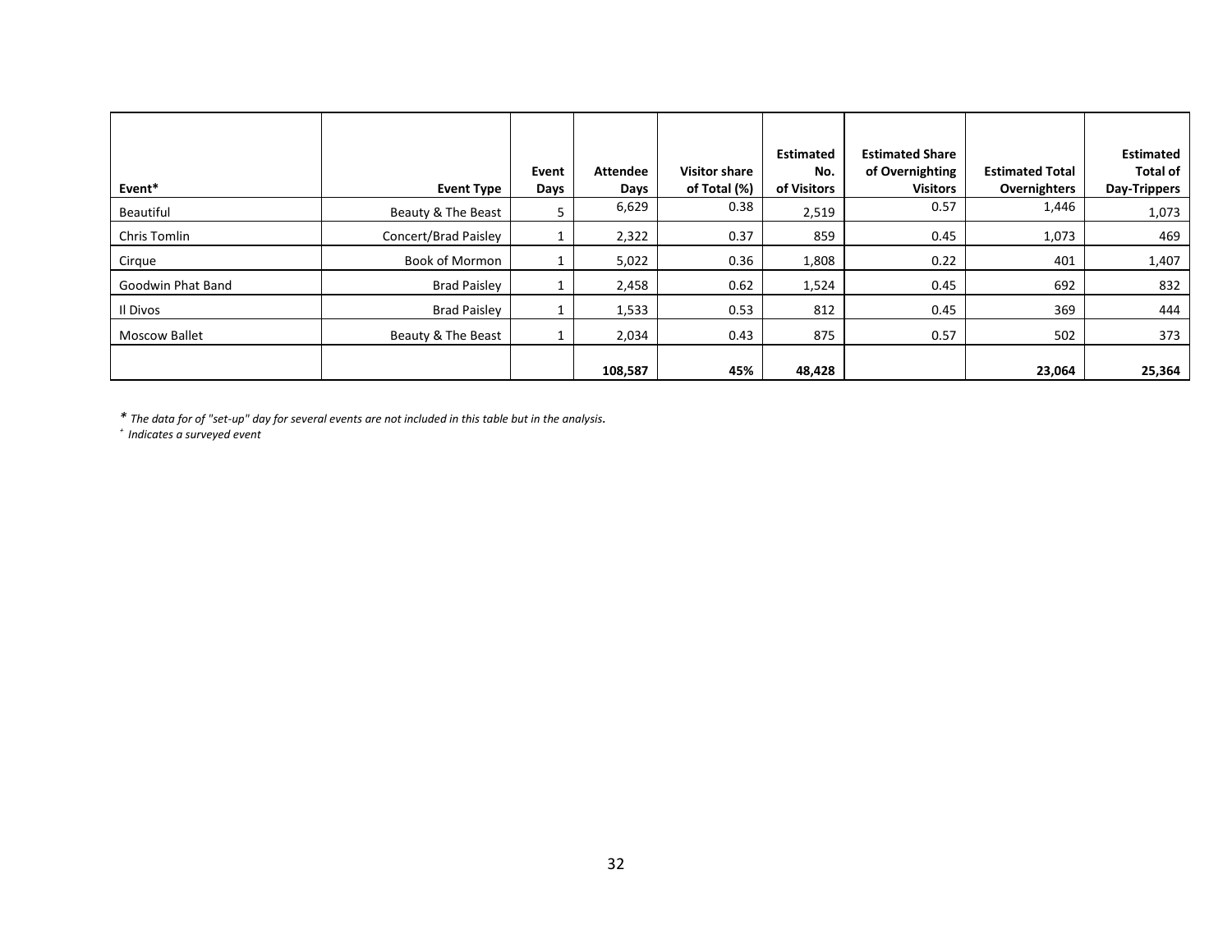| Event* | Event Type | Event Days | Attendee Days | Visitor share of Total (%) | Estimated No. of Visitors | Estimated Share of Overnighting Visitors | Estimated Total Overnighters | Estimated Total of Day-Trippers |
|---|---|---|---|---|---|---|---|---|
| Beautiful | Beauty & The Beast | 5 | 6,629 | 0.38 | 2,519 | 0.57 | 1,446 | 1,073 |
| Chris Tomlin | Concert/Brad Paisley | 1 | 2,322 | 0.37 | 859 | 0.45 | 1,073 | 469 |
| Cirque | Book of Mormon | 1 | 5,022 | 0.36 | 1,808 | 0.22 | 401 | 1,407 |
| Goodwin Phat Band | Brad Paisley | 1 | 2,458 | 0.62 | 1,524 | 0.45 | 692 | 832 |
| Il Divos | Brad Paisley | 1 | 1,533 | 0.53 | 812 | 0.45 | 369 | 444 |
| Moscow Ballet | Beauty & The Beast | 1 | 2,034 | 0.43 | 875 | 0.57 | 502 | 373 |
| | | | **108,587** | **45%** | **48,428** | | **23,064** | **25,364** |

*\* The data for of "set-up" day for several events are not included in this table but in the analysis.*

*+ Indicates a surveyed event*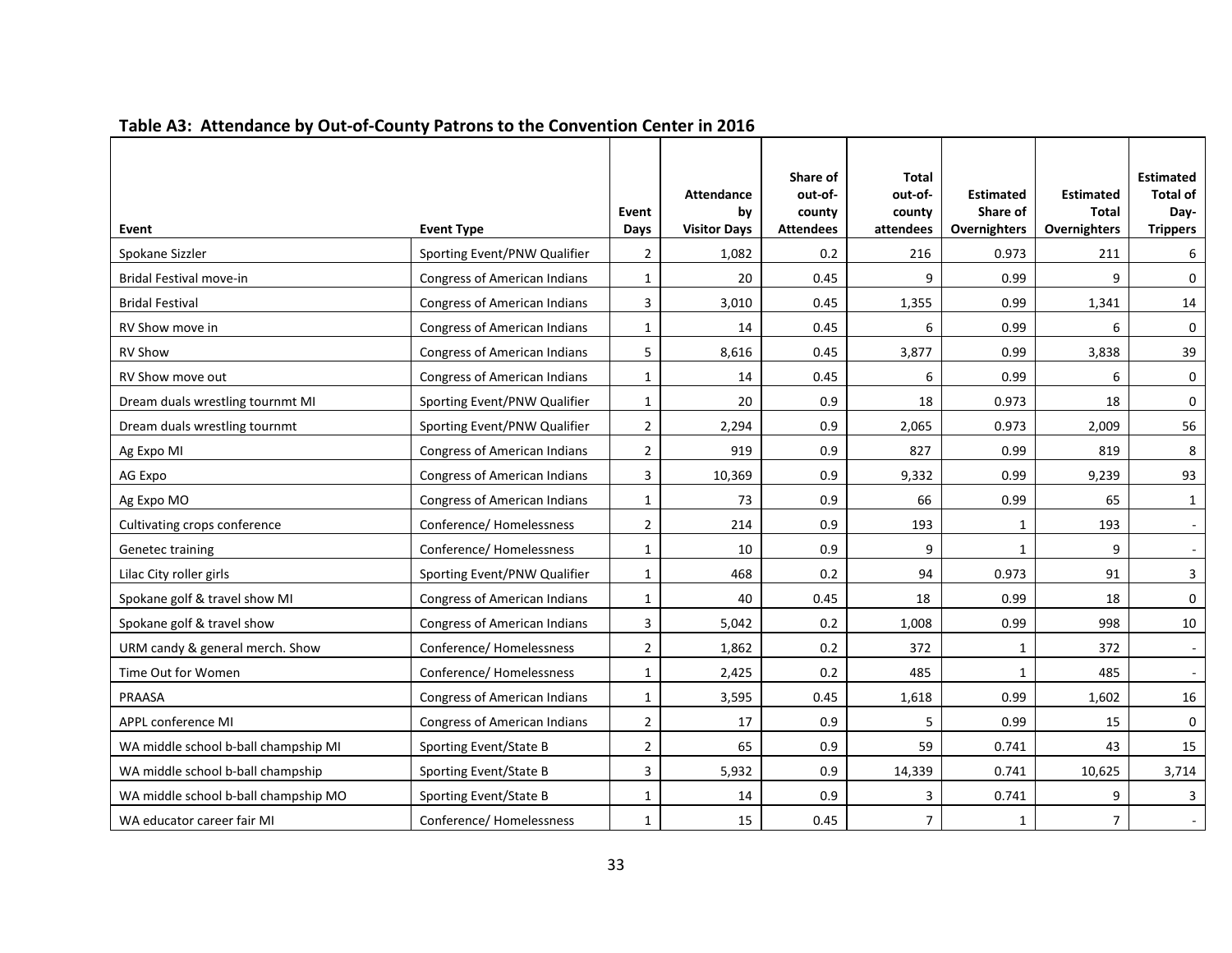## Table A3: Attendance by Out-of-County Patrons to the Convention Center in 2016

| Event | Event Type | Event Days | Attendance by Visitor Days | Share of out-of-county Attendees | Total out-of-county attendees | Estimated Share of Overnighters | Estimated Total Overnighters | Estimated Total of Day-Trippers |
|---|---|---|---|---|---|---|---|---|
| Spokane Sizzler | Sporting Event/PNW Qualifier | 2 | 1,082 | 0.2 | 216 | 0.973 | 211 | 6 |
| Bridal Festival move-in | Congress of American Indians | 1 | 20 | 0.45 | 9 | 0.99 | 9 | 0 |
| Bridal Festival | Congress of American Indians | 3 | 3,010 | 0.45 | 1,355 | 0.99 | 1,341 | 14 |
| RV Show move in | Congress of American Indians | 1 | 14 | 0.45 | 6 | 0.99 | 6 | 0 |
| RV Show | Congress of American Indians | 5 | 8,616 | 0.45 | 3,877 | 0.99 | 3,838 | 39 |
| RV Show move out | Congress of American Indians | 1 | 14 | 0.45 | 6 | 0.99 | 6 | 0 |
| Dream duals wrestling tournmt MI | Sporting Event/PNW Qualifier | 1 | 20 | 0.9 | 18 | 0.973 | 18 | 0 |
| Dream duals wrestling tournmt | Sporting Event/PNW Qualifier | 2 | 2,294 | 0.9 | 2,065 | 0.973 | 2,009 | 56 |
| Ag Expo MI | Congress of American Indians | 2 | 919 | 0.9 | 827 | 0.99 | 819 | 8 |
| AG Expo | Congress of American Indians | 3 | 10,369 | 0.9 | 9,332 | 0.99 | 9,239 | 93 |
| Ag Expo MO | Congress of American Indians | 1 | 73 | 0.9 | 66 | 0.99 | 65 | 1 |
| Cultivating crops conference | Conference/ Homelessness | 2 | 214 | 0.9 | 193 | 1 | 193 | - |
| Genetec training | Conference/ Homelessness | 1 | 10 | 0.9 | 9 | 1 | 9 | - |
| Lilac City roller girls | Sporting Event/PNW Qualifier | 1 | 468 | 0.2 | 94 | 0.973 | 91 | 3 |
| Spokane golf & travel show MI | Congress of American Indians | 1 | 40 | 0.45 | 18 | 0.99 | 18 | 0 |
| Spokane golf & travel show | Congress of American Indians | 3 | 5,042 | 0.2 | 1,008 | 0.99 | 998 | 10 |
| URM candy & general merch. Show | Conference/ Homelessness | 2 | 1,862 | 0.2 | 372 | 1 | 372 | - |
| Time Out for Women | Conference/ Homelessness | 1 | 2,425 | 0.2 | 485 | 1 | 485 | - |
| PRAASA | Congress of American Indians | 1 | 3,595 | 0.45 | 1,618 | 0.99 | 1,602 | 16 |
| APPL conference MI | Congress of American Indians | 2 | 17 | 0.9 | 5 | 0.99 | 15 | 0 |
| WA middle school b-ball champship MI | Sporting Event/State B | 2 | 65 | 0.9 | 59 | 0.741 | 43 | 15 |
| WA middle school b-ball champship | Sporting Event/State B | 3 | 5,932 | 0.9 | 14,339 | 0.741 | 10,625 | 3,714 |
| WA middle school b-ball champship MO | Sporting Event/State B | 1 | 14 | 0.9 | 3 | 0.741 | 9 | 3 |
| WA educator career fair MI | Conference/ Homelessness | 1 | 15 | 0.45 | 7 | 1 | 7 | - |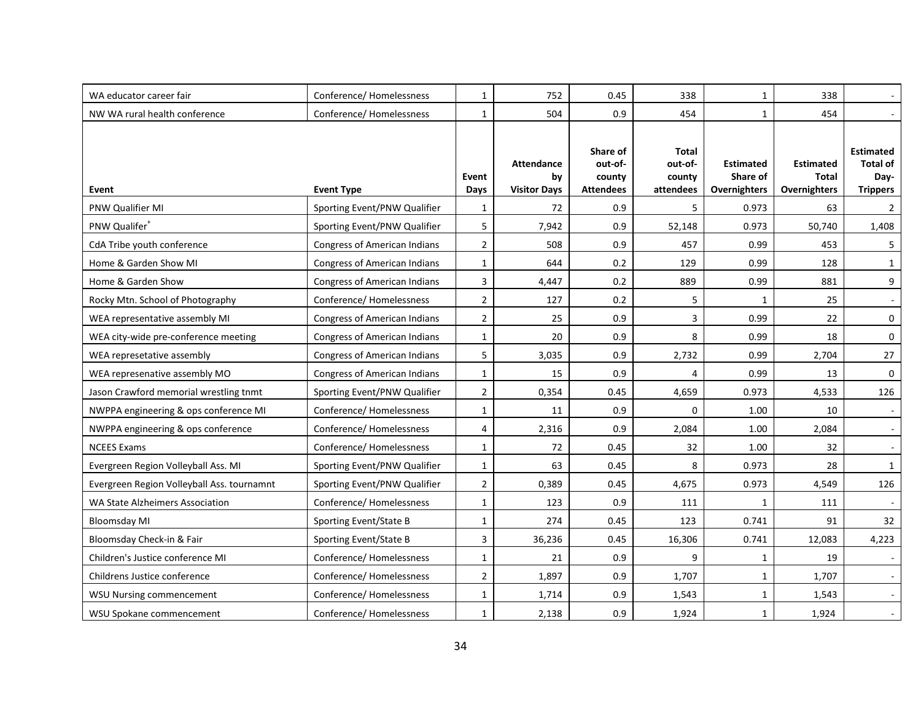| | | | | | | | | |
|---|---|---|---|---|---|---|---|---|
| WA educator career fair | Conference/ Homelessness | 1 | 752 | 0.45 | 338 | 1 | 338 | - |
| NW WA rural health conference | Conference/ Homelessness | 1 | 504 | 0.9 | 454 | 1 | 454 | - |
| **Event** | **Event Type** | **Event Days** | **Attendance by Visitor Days** | **Share of out-of-county Attendees** | **Total out-of-county attendees** | **Estimated Share of Overnighters** | **Estimated Total Overnighters** | **Estimated Total of Day-Trippers** |
| PNW Qualifier MI | Sporting Event/PNW Qualifier | 1 | 72 | 0.9 | 5 | 0.973 | 63 | 2 |
| PNW Qualifer+ | Sporting Event/PNW Qualifier | 5 | 7,942 | 0.9 | 52,148 | 0.973 | 50,740 | 1,408 |
| CdA Tribe youth conference | Congress of American Indians | 2 | 508 | 0.9 | 457 | 0.99 | 453 | 5 |
| Home & Garden Show MI | Congress of American Indians | 1 | 644 | 0.2 | 129 | 0.99 | 128 | 1 |
| Home & Garden Show | Congress of American Indians | 3 | 4,447 | 0.2 | 889 | 0.99 | 881 | 9 |
| Rocky Mtn. School of Photography | Conference/ Homelessness | 2 | 127 | 0.2 | 5 | 1 | 25 | - |
| WEA representative assembly MI | Congress of American Indians | 2 | 25 | 0.9 | 3 | 0.99 | 22 | 0 |
| WEA city-wide pre-conference meeting | Congress of American Indians | 1 | 20 | 0.9 | 8 | 0.99 | 18 | 0 |
| WEA represetative assembly | Congress of American Indians | 5 | 3,035 | 0.9 | 2,732 | 0.99 | 2,704 | 27 |
| WEA represenative assembly MO | Congress of American Indians | 1 | 15 | 0.9 | 4 | 0.99 | 13 | 0 |
| Jason Crawford memorial wrestling tnmt | Sporting Event/PNW Qualifier | 2 | 0,354 | 0.45 | 4,659 | 0.973 | 4,533 | 126 |
| NWPPA engineering & ops conference MI | Conference/ Homelessness | 1 | 11 | 0.9 | 0 | 1.00 | 10 | - |
| NWPPA engineering & ops conference | Conference/ Homelessness | 4 | 2,316 | 0.9 | 2,084 | 1.00 | 2,084 | - |
| NCEES Exams | Conference/ Homelessness | 1 | 72 | 0.45 | 32 | 1.00 | 32 | - |
| Evergreen Region Volleyball Ass. MI | Sporting Event/PNW Qualifier | 1 | 63 | 0.45 | 8 | 0.973 | 28 | 1 |
| Evergreen Region Volleyball Ass. tournamnt | Sporting Event/PNW Qualifier | 2 | 0,389 | 0.45 | 4,675 | 0.973 | 4,549 | 126 |
| WA State Alzheimers Association | Conference/ Homelessness | 1 | 123 | 0.9 | 111 | 1 | 111 | - |
| Bloomsday MI | Sporting Event/State B | 1 | 274 | 0.45 | 123 | 0.741 | 91 | 32 |
| Bloomsday Check-in & Fair | Sporting Event/State B | 3 | 36,236 | 0.45 | 16,306 | 0.741 | 12,083 | 4,223 |
| Children's Justice conference MI | Conference/ Homelessness | 1 | 21 | 0.9 | 9 | 1 | 19 | - |
| Childrens Justice conference | Conference/ Homelessness | 2 | 1,897 | 0.9 | 1,707 | 1 | 1,707 | - |
| WSU Nursing commencement | Conference/ Homelessness | 1 | 1,714 | 0.9 | 1,543 | 1 | 1,543 | - |
| WSU Spokane commencement | Conference/ Homelessness | 1 | 2,138 | 0.9 | 1,924 | 1 | 1,924 | - |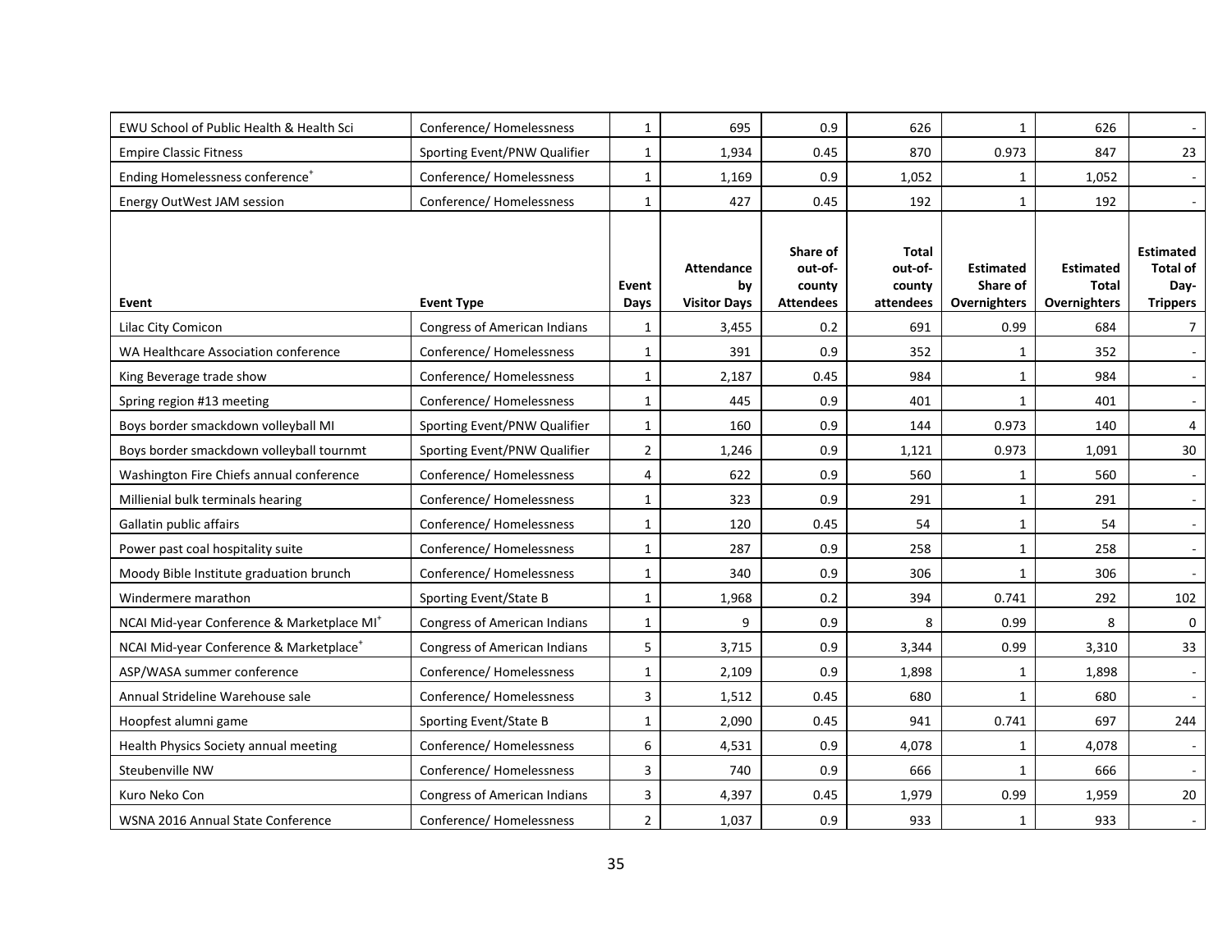| Event | Event Type | Event Days | Attendance by Visitor Days | Share of out-of-county Attendees | Total out-of-county attendees | Estimated Share of Overnighters | Estimated Total Overnighters | Estimated Total of Day-Trippers |
|---|---|---|---|---|---|---|---|---|
| EWU School of Public Health & Health Sci | Conference/ Homelessness | 1 | 695 | 0.9 | 626 | 1 | 626 | - |
| Empire Classic Fitness | Sporting Event/PNW Qualifier | 1 | 1,934 | 0.45 | 870 | 0.973 | 847 | 23 |
| Ending Homelessness conference+ | Conference/ Homelessness | 1 | 1,169 | 0.9 | 1,052 | 1 | 1,052 | - |
| Energy OutWest JAM session | Conference/ Homelessness | 1 | 427 | 0.45 | 192 | 1 | 192 | - |
| Lilac City Comicon | Congress of American Indians | 1 | 3,455 | 0.2 | 691 | 0.99 | 684 | 7 |
| WA Healthcare Association conference | Conference/ Homelessness | 1 | 391 | 0.9 | 352 | 1 | 352 | - |
| King Beverage trade show | Conference/ Homelessness | 1 | 2,187 | 0.45 | 984 | 1 | 984 | - |
| Spring region #13 meeting | Conference/ Homelessness | 1 | 445 | 0.9 | 401 | 1 | 401 | - |
| Boys border smackdown volleyball MI | Sporting Event/PNW Qualifier | 1 | 160 | 0.9 | 144 | 0.973 | 140 | 4 |
| Boys border smackdown volleyball tournmt | Sporting Event/PNW Qualifier | 2 | 1,246 | 0.9 | 1,121 | 0.973 | 1,091 | 30 |
| Washington Fire Chiefs annual conference | Conference/ Homelessness | 4 | 622 | 0.9 | 560 | 1 | 560 | - |
| Millienial bulk terminals hearing | Conference/ Homelessness | 1 | 323 | 0.9 | 291 | 1 | 291 | - |
| Gallatin public affairs | Conference/ Homelessness | 1 | 120 | 0.45 | 54 | 1 | 54 | - |
| Power past coal hospitality suite | Conference/ Homelessness | 1 | 287 | 0.9 | 258 | 1 | 258 | - |
| Moody Bible Institute graduation brunch | Conference/ Homelessness | 1 | 340 | 0.9 | 306 | 1 | 306 | - |
| Windermere marathon | Sporting Event/State B | 1 | 1,968 | 0.2 | 394 | 0.741 | 292 | 102 |
| NCAI Mid-year Conference & Marketplace MI+ | Congress of American Indians | 1 | 9 | 0.9 | 8 | 0.99 | 8 | 0 |
| NCAI Mid-year Conference & Marketplace+ | Congress of American Indians | 5 | 3,715 | 0.9 | 3,344 | 0.99 | 3,310 | 33 |
| ASP/WASA summer conference | Conference/ Homelessness | 1 | 2,109 | 0.9 | 1,898 | 1 | 1,898 | - |
| Annual Strideline Warehouse sale | Conference/ Homelessness | 3 | 1,512 | 0.45 | 680 | 1 | 680 | - |
| Hoopfest alumni game | Sporting Event/State B | 1 | 2,090 | 0.45 | 941 | 0.741 | 697 | 244 |
| Health Physics Society annual meeting | Conference/ Homelessness | 6 | 4,531 | 0.9 | 4,078 | 1 | 4,078 | - |
| Steubenville NW | Conference/ Homelessness | 3 | 740 | 0.9 | 666 | 1 | 666 | - |
| Kuro Neko Con | Congress of American Indians | 3 | 4,397 | 0.45 | 1,979 | 0.99 | 1,959 | 20 |
| WSNA 2016 Annual State Conference | Conference/ Homelessness | 2 | 1,037 | 0.9 | 933 | 1 | 933 | - |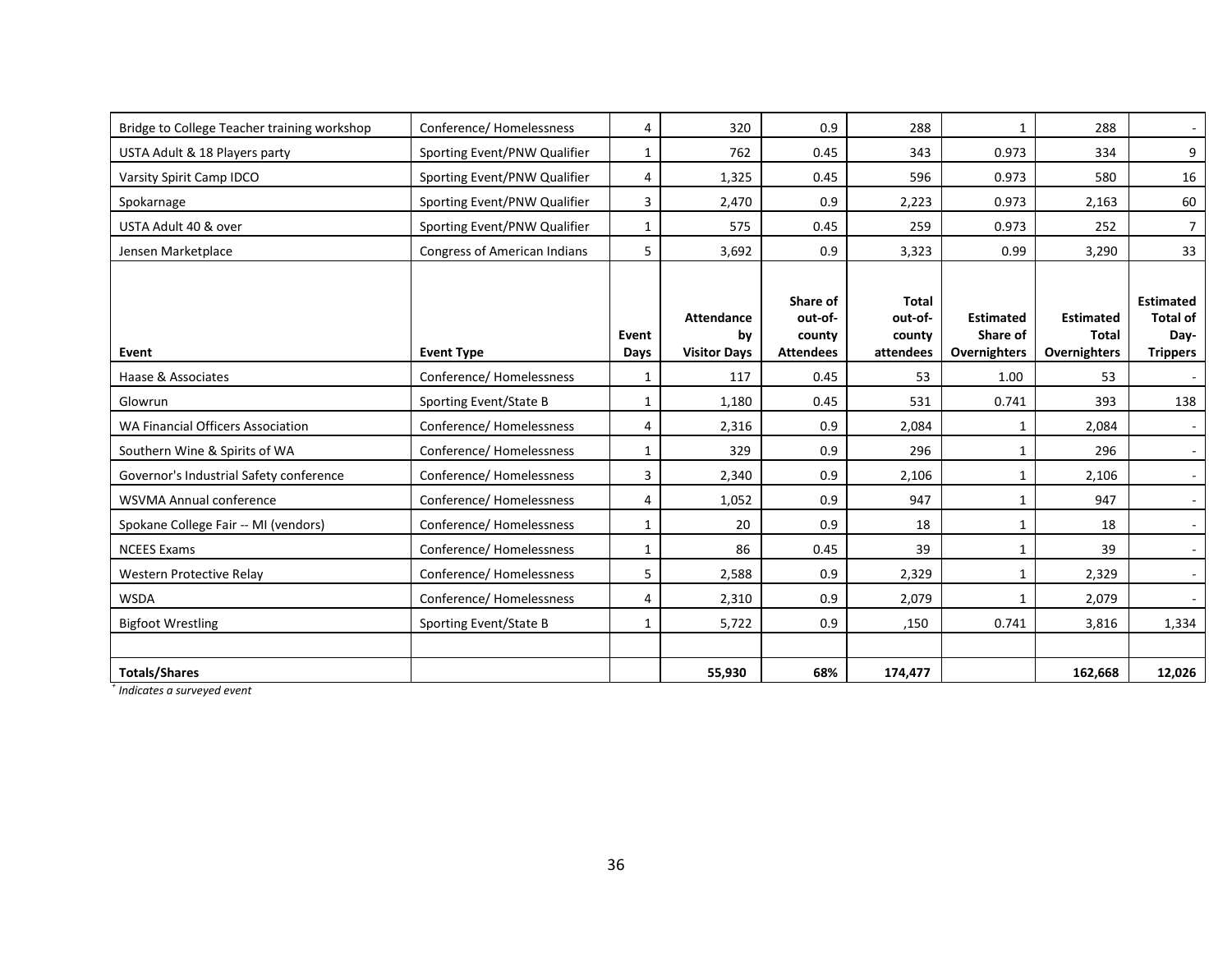| Event | Event Type | Event Days | Attendance by Visitor Days | Share of out-of-county Attendees | Total out-of-county attendees | Estimated Share of Overnighters | Estimated Total Overnighters | Estimated Total of Day-Trippers |
|---|---|---|---|---|---|---|---|---|
| Bridge to College Teacher training workshop | Conference/ Homelessness | 4 | 320 | 0.9 | 288 | 1 | 288 | - |
| USTA Adult & 18 Players party | Sporting Event/PNW Qualifier | 1 | 762 | 0.45 | 343 | 0.973 | 334 | 9 |
| Varsity Spirit Camp IDCO | Sporting Event/PNW Qualifier | 4 | 1,325 | 0.45 | 596 | 0.973 | 580 | 16 |
| Spokarnage | Sporting Event/PNW Qualifier | 3 | 2,470 | 0.9 | 2,223 | 0.973 | 2,163 | 60 |
| USTA Adult 40 & over | Sporting Event/PNW Qualifier | 1 | 575 | 0.45 | 259 | 0.973 | 252 | 7 |
| Jensen Marketplace | Congress of American Indians | 5 | 3,692 | 0.9 | 3,323 | 0.99 | 3,290 | 33 |
| Haase & Associates | Conference/ Homelessness | 1 | 117 | 0.45 | 53 | 1.00 | 53 | - |
| Glowrun | Sporting Event/State B | 1 | 1,180 | 0.45 | 531 | 0.741 | 393 | 138 |
| WA Financial Officers Association | Conference/ Homelessness | 4 | 2,316 | 0.9 | 2,084 | 1 | 2,084 | - |
| Southern Wine & Spirits of WA | Conference/ Homelessness | 1 | 329 | 0.9 | 296 | 1 | 296 | - |
| Governor's Industrial Safety conference | Conference/ Homelessness | 3 | 2,340 | 0.9 | 2,106 | 1 | 2,106 | - |
| WSVMA Annual conference | Conference/ Homelessness | 4 | 1,052 | 0.9 | 947 | 1 | 947 | - |
| Spokane College Fair -- MI (vendors) | Conference/ Homelessness | 1 | 20 | 0.9 | 18 | 1 | 18 | - |
| NCEES Exams | Conference/ Homelessness | 1 | 86 | 0.45 | 39 | 1 | 39 | - |
| Western Protective Relay | Conference/ Homelessness | 5 | 2,588 | 0.9 | 2,329 | 1 | 2,329 | - |
| WSDA | Conference/ Homelessness | 4 | 2,310 | 0.9 | 2,079 | 1 | 2,079 | - |
| Bigfoot Wrestling | Sporting Event/State B | 1 | 5,722 | 0.9 | ,150 | 0.741 | 3,816 | 1,334 |
| | | | | | | | | |
| **Totals/Shares** | | | **55,930** | **68%** | **174,477** | | **162,668** | **12,026** |

*+ Indicates a surveyed event*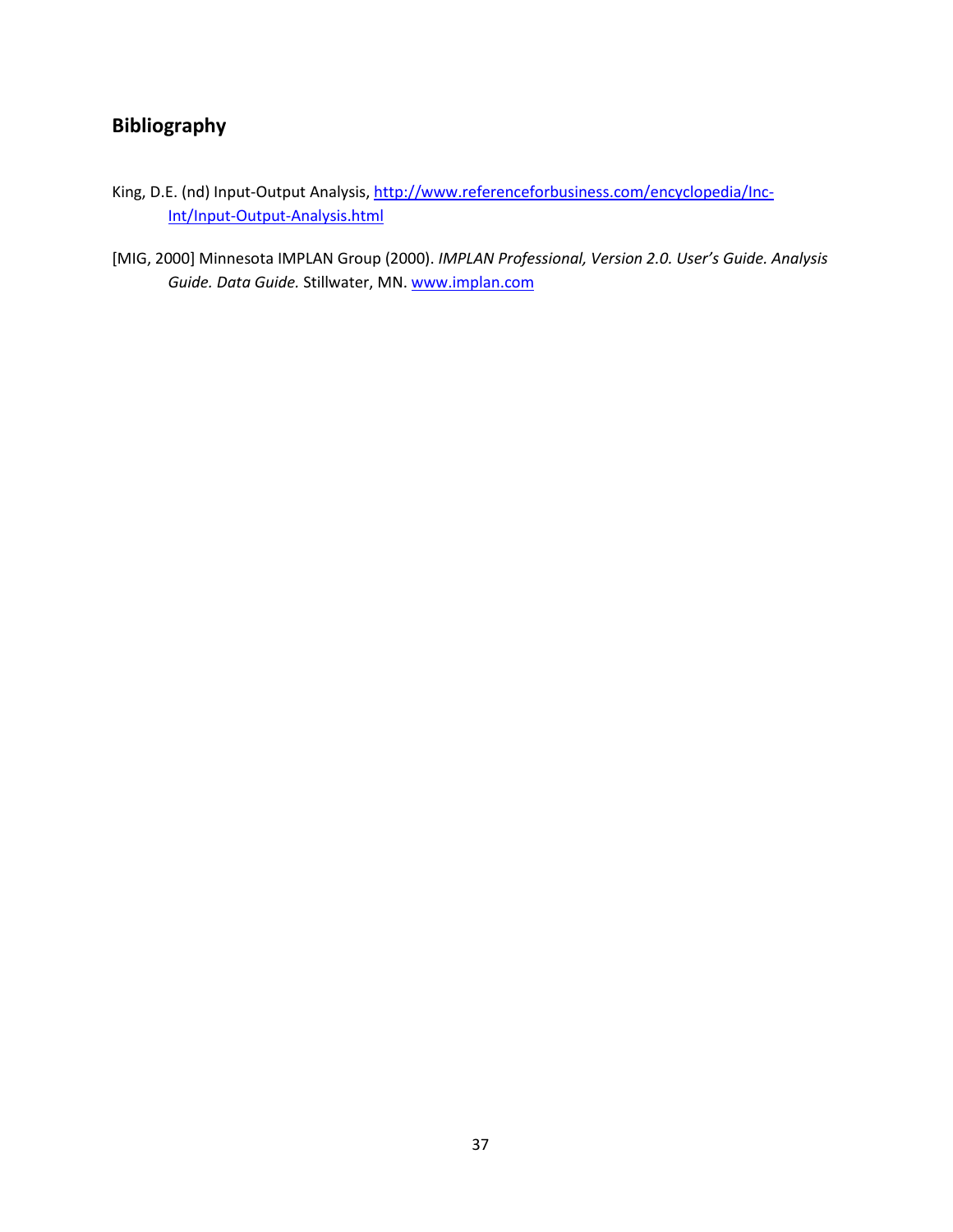## Bibliography

King, D.E. (nd) Input-Output Analysis, http://www.referenceforbusiness.com/encyclopedia/Inc-Int/Input-Output-Analysis.html

[MIG, 2000] Minnesota IMPLAN Group (2000). *IMPLAN Professional, Version 2.0. User's Guide. Analysis Guide. Data Guide.* Stillwater, MN. www.implan.com